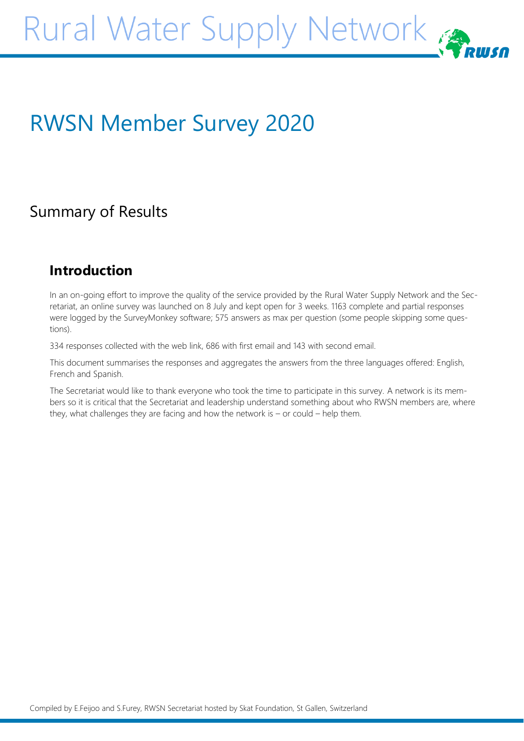# Rural Water Supply Network

# RWSN Member Survey 2020

## Summary of Results

### Introduction

In an on-going effort to improve the quality of the service provided by the Rural Water Supply Network and the Secretariat, an online survey was launched on 8 July and kept open for 3 weeks. 1163 complete and partial responses were logged by the SurveyMonkey software; 575 answers as max per question (some people skipping some questions).

334 responses collected with the web link, 686 with first email and 143 with second email.

This document summarises the responses and aggregates the answers from the three languages offered: English, French and Spanish.

The Secretariat would like to thank everyone who took the time to participate in this survey. A network is its members so it is critical that the Secretariat and leadership understand something about who RWSN members are, where they, what challenges they are facing and how the network is – or could – help them.

Compiled by E.Feijoo and S.Furey, RWSN Secretariat hosted by Skat Foundation, St Gallen, Switzerland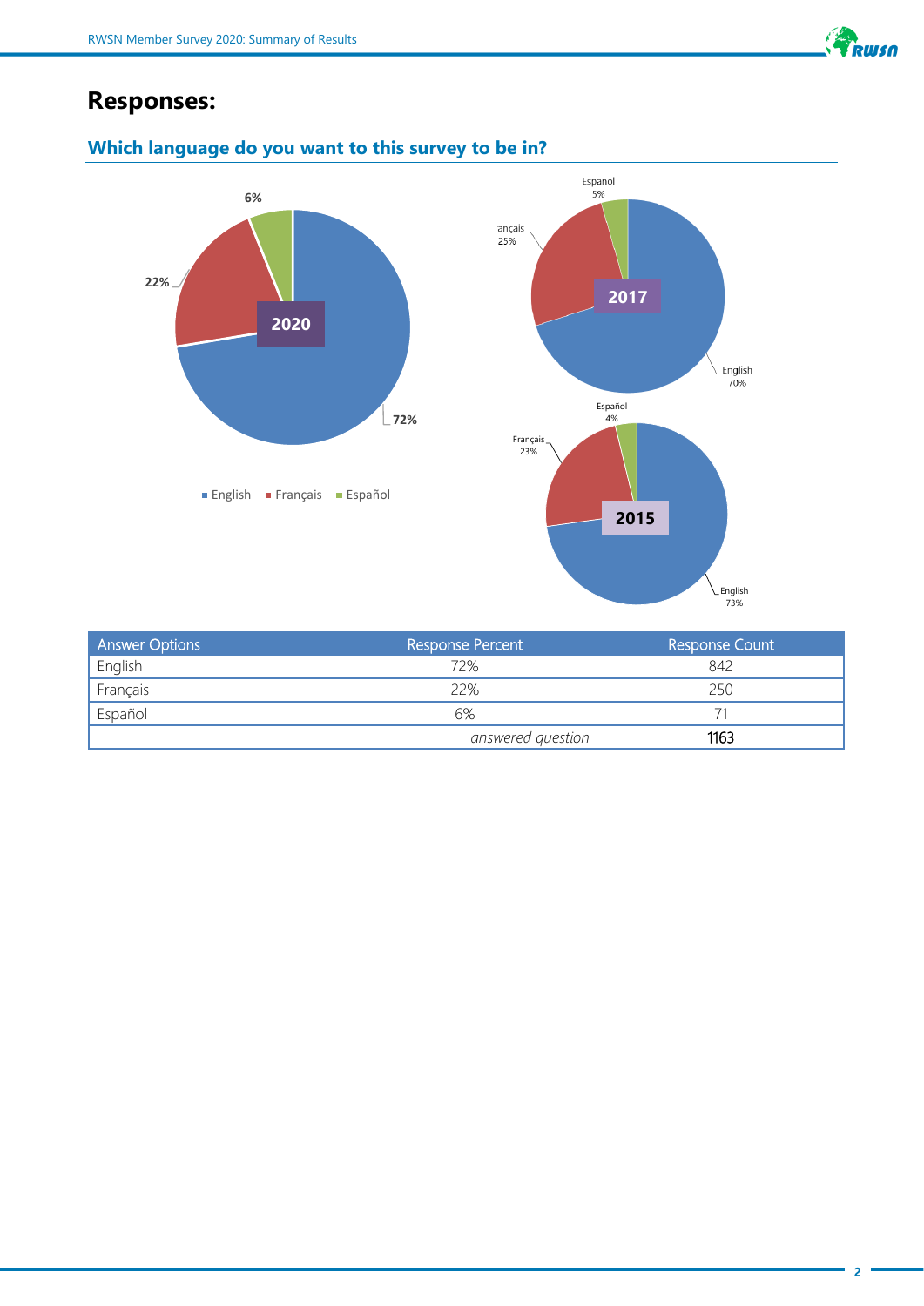# Responses:

## Which language do you want to this survey to be in?

| Answer Options | Response Percent | Response Count |
| --- | --- | --- |
| English | 72% | 842 |
| Français | 22% | 250 |
| Español | 6% | 71 |
| | *answered question* | 1163 |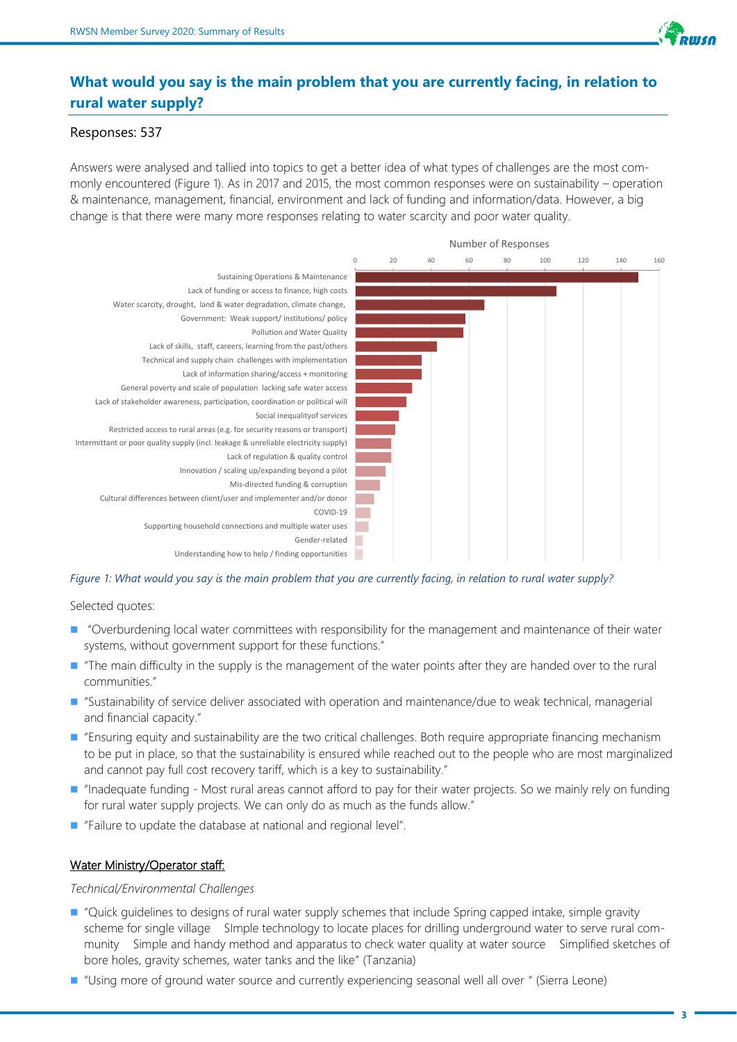## What would you say is the main problem that you are currently facing, in relation to rural water supply?

Responses: 537

Answers were analysed and tallied into topics to get a better idea of what types of challenges are the most commonly encountered (Figure 1). As in 2017 and 2015, the most common responses were on sustainability – operation & maintenance, management, financial, environment and lack of funding and information/data. However, a big change is that there were many more responses relating to water scarcity and poor water quality.

*Figure 1: What would you say is the main problem that you are currently facing, in relation to rural water supply?*

Selected quotes:

- "Overburdening local water committees with responsibility for the management and maintenance of their water systems, without government support for these functions."
- "The main difficulty in the supply is the management of the water points after they are handed over to the rural communities."
- "Sustainability of service deliver associated with operation and maintenance/due to weak technical, managerial and financial capacity."
- "Ensuring equity and sustainability are the two critical challenges. Both require appropriate financing mechanism to be put in place, so that the sustainability is ensured while reached out to the people who are most marginalized and cannot pay full cost recovery tariff, which is a key to sustainability."
- "Inadequate funding - Most rural areas cannot afford to pay for their water projects. So we mainly rely on funding for rural water supply projects. We can only do as much as the funds allow."
- "Failure to update the database at national and regional level".

<u>Water Ministry/Operator staff:</u>

*Technical/Environmental Challenges*

- "Quick guidelines to designs of rural water supply schemes that include Spring capped intake, simple gravity scheme for single village    SImple technology to locate places for drilling underground water to serve rural community    Simple and handy method and apparatus to check water quality at water source    Simplified sketches of bore holes, gravity schemes, water tanks and the like" (Tanzania)
- "Using more of ground water source and currently experiencing seasonal well all over " (Sierra Leone)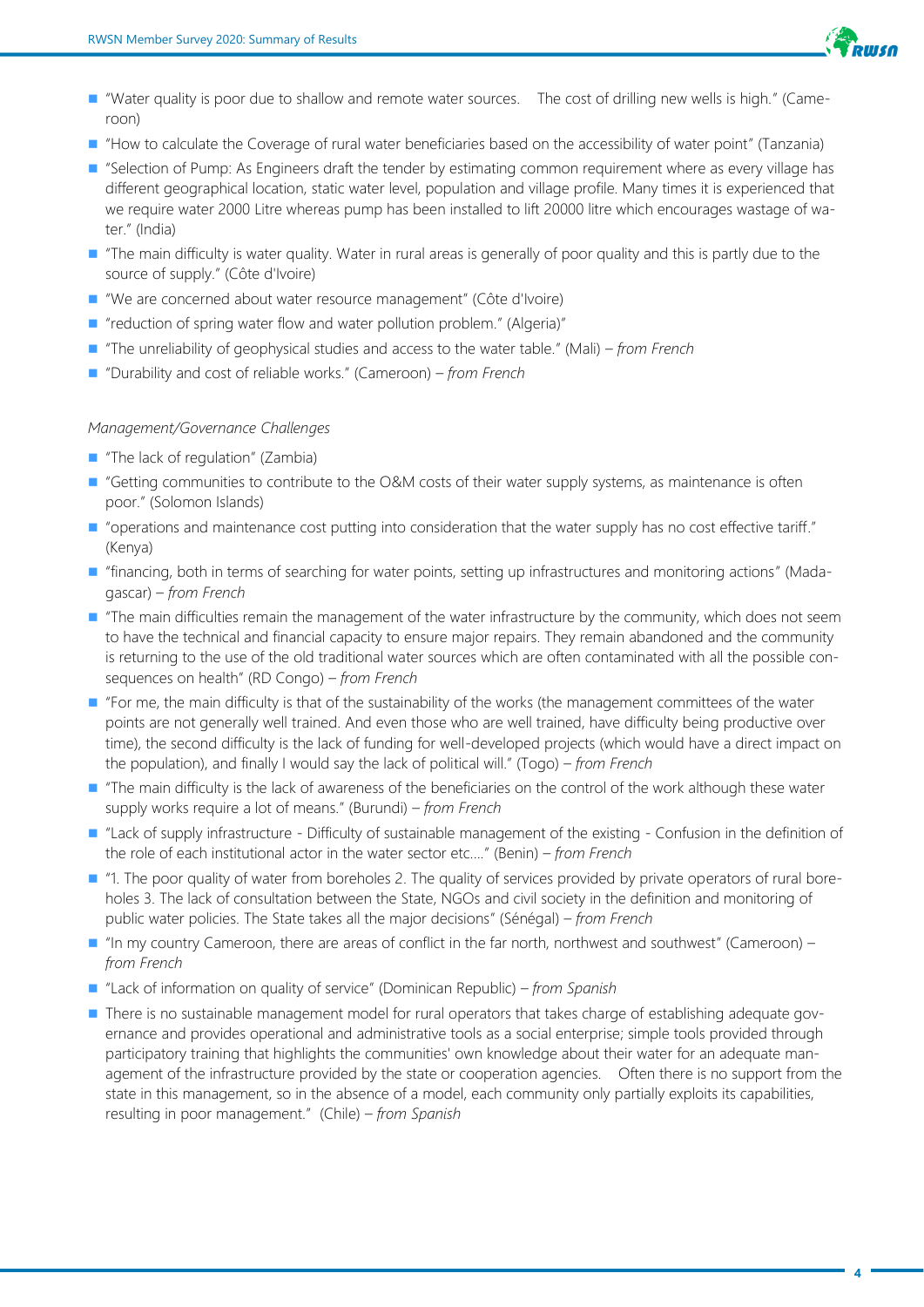- "Water quality is poor due to shallow and remote water sources.   The cost of drilling new wells is high." (Cameroon)
- "How to calculate the Coverage of rural water beneficiaries based on the accessibility of water point" (Tanzania)
- "Selection of Pump: As Engineers draft the tender by estimating common requirement where as every village has different geographical location, static water level, population and village profile. Many times it is experienced that we require water 2000 Litre whereas pump has been installed to lift 20000 litre which encourages wastage of water." (India)
- "The main difficulty is water quality. Water in rural areas is generally of poor quality and this is partly due to the source of supply." (Côte d'Ivoire)
- "We are concerned about water resource management" (Côte d'Ivoire)
- "reduction of spring water flow and water pollution problem." (Algeria)"
- "The unreliability of geophysical studies and access to the water table." (Mali) – *from French*
- "Durability and cost of reliable works." (Cameroon) – *from French*

*Management/Governance Challenges*

- "The lack of regulation" (Zambia)
- "Getting communities to contribute to the O&M costs of their water supply systems, as maintenance is often poor." (Solomon Islands)
- "operations and maintenance cost putting into consideration that the water supply has no cost effective tariff." (Kenya)
- "financing, both in terms of searching for water points, setting up infrastructures and monitoring actions" (Madagascar) – *from French*
- "The main difficulties remain the management of the water infrastructure by the community, which does not seem to have the technical and financial capacity to ensure major repairs. They remain abandoned and the community is returning to the use of the old traditional water sources which are often contaminated with all the possible consequences on health" (RD Congo) – *from French*
- "For me, the main difficulty is that of the sustainability of the works (the management committees of the water points are not generally well trained. And even those who are well trained, have difficulty being productive over time), the second difficulty is the lack of funding for well-developed projects (which would have a direct impact on the population), and finally I would say the lack of political will." (Togo) – *from French*
- "The main difficulty is the lack of awareness of the beneficiaries on the control of the work although these water supply works require a lot of means." (Burundi) – *from French*
- "Lack of supply infrastructure - Difficulty of sustainable management of the existing - Confusion in the definition of the role of each institutional actor in the water sector etc...." (Benin) – *from French*
- "1. The poor quality of water from boreholes 2. The quality of services provided by private operators of rural boreholes 3. The lack of consultation between the State, NGOs and civil society in the definition and monitoring of public water policies. The State takes all the major decisions" (Sénégal) – *from French*
- "In my country Cameroon, there are areas of conflict in the far north, northwest and southwest" (Cameroon) – *from French*
- "Lack of information on quality of service" (Dominican Republic) – *from Spanish*
- There is no sustainable management model for rural operators that takes charge of establishing adequate governance and provides operational and administrative tools as a social enterprise; simple tools provided through participatory training that highlights the communities' own knowledge about their water for an adequate management of the infrastructure provided by the state or cooperation agencies.   Often there is no support from the state in this management, so in the absence of a model, each community only partially exploits its capabilities, resulting in poor management."  (Chile) – *from Spanish*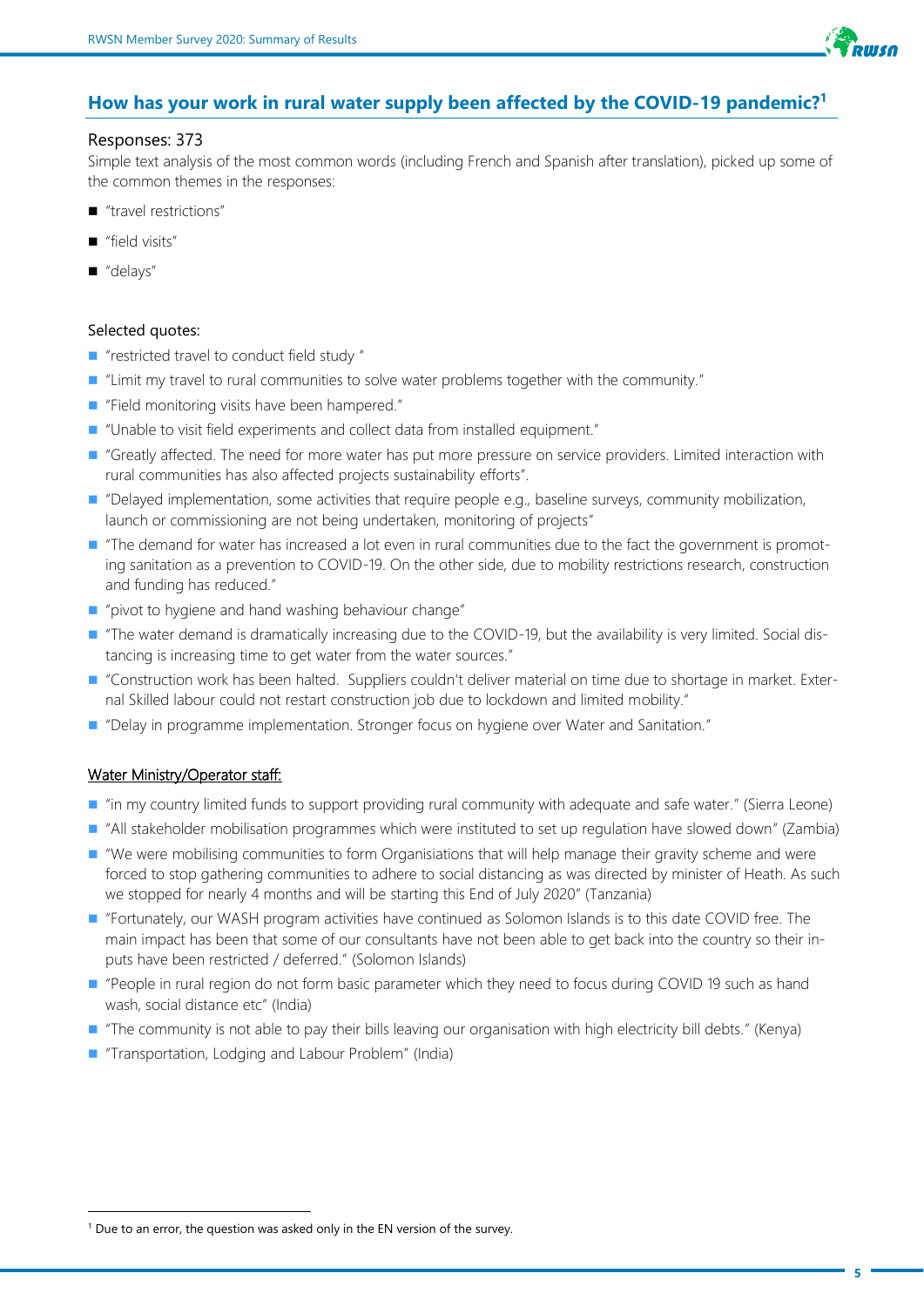## How has your work in rural water supply been affected by the COVID-19 pandemic?[1]

Responses: 373

Simple text analysis of the most common words (including French and Spanish after translation), picked up some of the common themes in the responses:

- "travel restrictions"
- "field visits"
- "delays"

Selected quotes:

- "restricted travel to conduct field study "
- "Limit my travel to rural communities to solve water problems together with the community."
- "Field monitoring visits have been hampered."
- "Unable to visit field experiments and collect data from installed equipment."
- "Greatly affected. The need for more water has put more pressure on service providers. Limited interaction with rural communities has also affected projects sustainability efforts".
- "Delayed implementation, some activities that require people e.g., baseline surveys, community mobilization, launch or commissioning are not being undertaken, monitoring of projects"
- "The demand for water has increased a lot even in rural communities due to the fact the government is promoting sanitation as a prevention to COVID-19. On the other side, due to mobility restrictions research, construction and funding has reduced."
- "pivot to hygiene and hand washing behaviour change"
- "The water demand is dramatically increasing due to the COVID-19, but the availability is very limited. Social distancing is increasing time to get water from the water sources."
- "Construction work has been halted. Suppliers couldn't deliver material on time due to shortage in market. External Skilled labour could not restart construction job due to lockdown and limited mobility."
- "Delay in programme implementation. Stronger focus on hygiene over Water and Sanitation."

Water Ministry/Operator staff:

- "in my country limited funds to support providing rural community with adequate and safe water." (Sierra Leone)
- "All stakeholder mobilisation programmes which were instituted to set up regulation have slowed down" (Zambia)
- "We were mobilising communities to form Organisiations that will help manage their gravity scheme and were forced to stop gathering communities to adhere to social distancing as was directed by minister of Heath. As such we stopped for nearly 4 months and will be starting this End of July 2020" (Tanzania)
- "Fortunately, our WASH program activities have continued as Solomon Islands is to this date COVID free. The main impact has been that some of our consultants have not been able to get back into the country so their inputs have been restricted / deferred." (Solomon Islands)
- "People in rural region do not form basic parameter which they need to focus during COVID 19 such as hand wash, social distance etc" (India)
- "The community is not able to pay their bills leaving our organisation with high electricity bill debts." (Kenya)
- "Transportation, Lodging and Labour Problem" (India)

[1] Due to an error, the question was asked only in the EN version of the survey.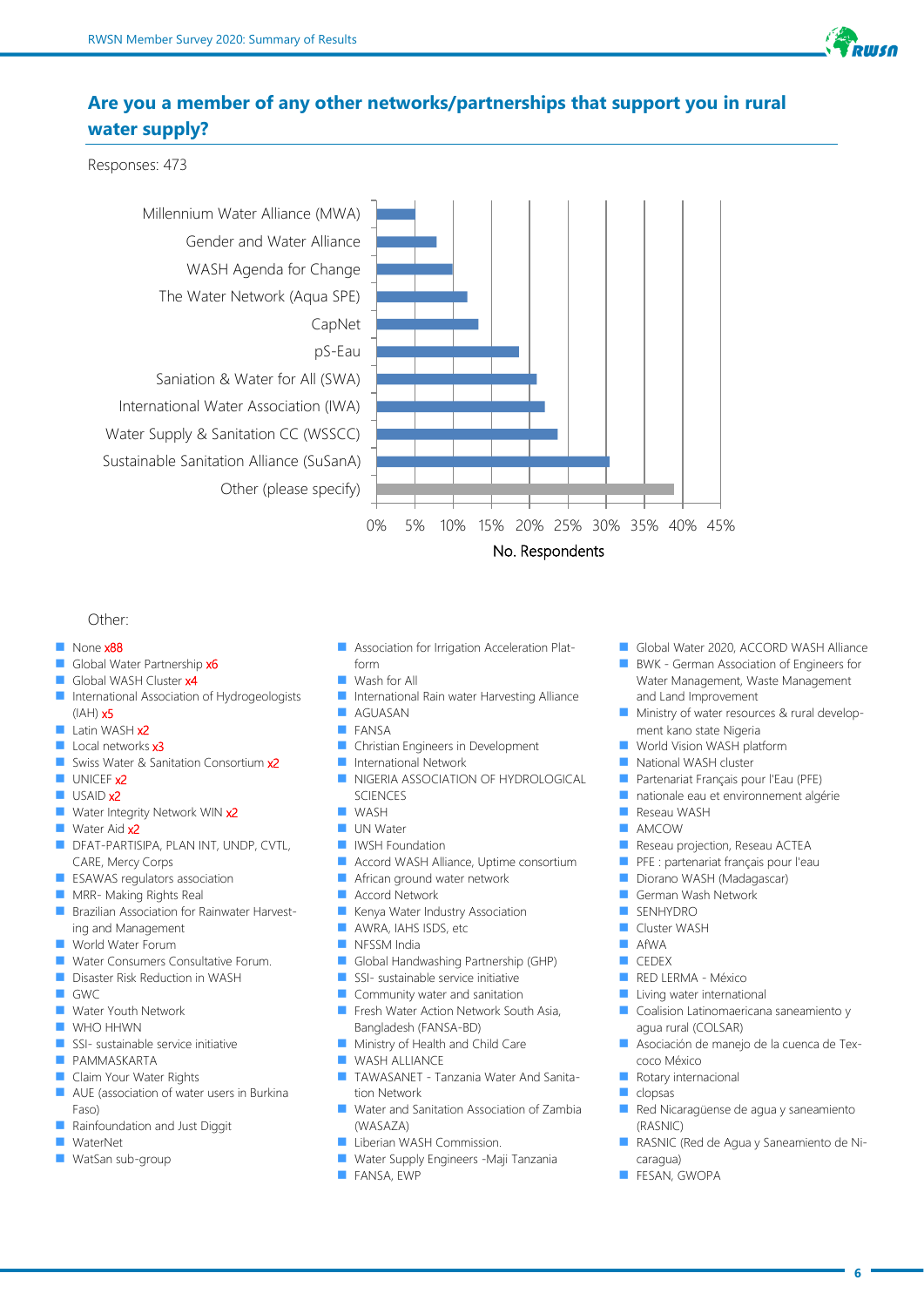## Are you a member of any other networks/partnerships that support you in rural water supply?

Responses: 473

| Network | No. Respondents (approx.) |
|---|---|
| Millennium Water Alliance (MWA) | 5% |
| Gender and Water Alliance | 8% |
| WASH Agenda for Change | 10% |
| The Water Network (Aqua SPE) | 12% |
| CapNet | 13% |
| pS-Eau | 18.5% |
| Saniation & Water for All (SWA) | 21% |
| International Water Association (IWA) | 22% |
| Water Supply & Sanitation CC (WSSCC) | 23.5% |
| Sustainable Sanitation Alliance (SuSanA) | 30.5% |
| Other (please specify) | 39% |

Other:

- None x88
- Global Water Partnership x6
- Global WASH Cluster x4
- International Association of Hydrogeologists (IAH) x5
- Latin WASH x2
- Local networks x3
- Swiss Water & Sanitation Consortium x2
- UNICEF x2
- USAID x2
- Water Integrity Network WIN x2
- Water Aid x2
- DFAT-PARTISIPA, PLAN INT, UNDP, CVTL, CARE, Mercy Corps
- ESAWAS regulators association
- MRR- Making Rights Real
- Brazilian Association for Rainwater Harvesting and Management
- World Water Forum
- Water Consumers Consultative Forum.
- Disaster Risk Reduction in WASH
- GWC
- Water Youth Network
- WHO HHWN
- SSI- sustainable service initiative
- PAMMASKARTA
- Claim Your Water Rights
- AUE (association of water users in Burkina Faso)
- Rainfoundation and Just Diggit
- WaterNet
- WatSan sub-group
- Association for Irrigation Acceleration Platform
- Wash for All
- International Rain water Harvesting Alliance
- AGUASAN
- FANSA
- Christian Engineers in Development
- International Network
- NIGERIA ASSOCIATION OF HYDROLOGICAL SCIENCES
- WASH
- UN Water
- IWSH Foundation
- Accord WASH Alliance, Uptime consortium
- African ground water network
- Accord Network
- Kenya Water Industry Association
- AWRA, IAHS ISDS, etc
- NFSSM India
- Global Handwashing Partnership (GHP)
- SSI- sustainable service initiative
- Community water and sanitation
- Fresh Water Action Network South Asia, Bangladesh (FANSA-BD)
- Ministry of Health and Child Care
- WASH ALLIANCE
- TAWASANET - Tanzania Water And Sanitation Network
- Water and Sanitation Association of Zambia (WASAZA)
- Liberian WASH Commission.
- Water Supply Engineers -Maji Tanzania
- FANSA, EWP
- Global Water 2020, ACCORD WASH Alliance
- BWK - German Association of Engineers for Water Management, Waste Management and Land Improvement
- Ministry of water resources & rural development kano state Nigeria
- World Vision WASH platform
- National WASH cluster
- Partenariat Français pour l'Eau (PFE)
- nationale eau et environnement algérie
- Reseau WASH
- AMCOW
- Reseau projection, Reseau ACTEA
- PFE : partenariat français pour l'eau
- Diorano WASH (Madagascar)
- German Wash Network
- SENHYDRO
- Cluster WASH
- AfWA
- CEDEX
- RED LERMA - México
- Living water international
- Coalision Latinomaericana saneamiento y agua rural (COLSAR)
- Asociación de manejo de la cuenca de Texcoco México
- Rotary internacional
- clopsas
- Red Nicaragüense de agua y saneamiento (RASNIC)
- RASNIC (Red de Agua y Saneamiento de Nicaragua)
- FESAN, GWOPA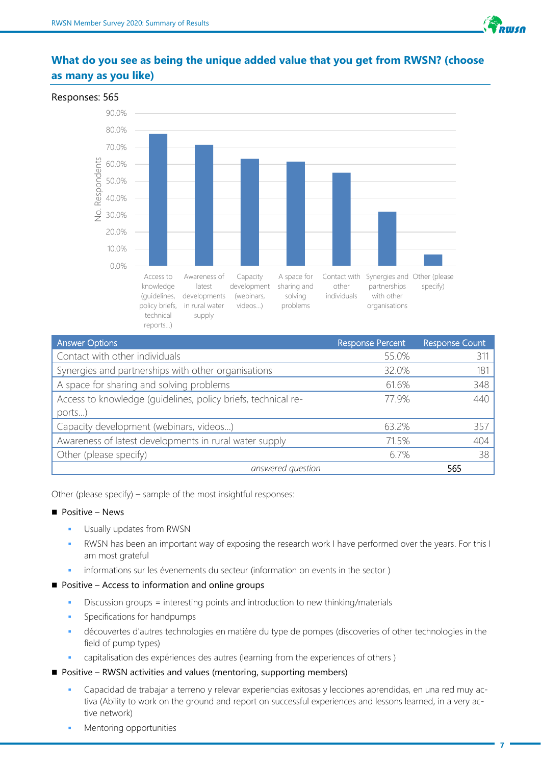## What do you see as being the unique added value that you get from RWSN? (choose as many as you like)

Responses: 565

| Answer Options | Response Percent | Response Count |
|---|---|---|
| Contact with other individuals | 55.0% | 311 |
| Synergies and partnerships with other organisations | 32.0% | 181 |
| A space for sharing and solving problems | 61.6% | 348 |
| Access to knowledge (guidelines, policy briefs, technical reports...) | 77.9% | 440 |
| Capacity development (webinars, videos...) | 63.2% | 357 |
| Awareness of latest developments in rural water supply | 71.5% | 404 |
| Other (please specify) | 6.7% | 38 |
| *answered question* | | 565 |

Other (please specify) – sample of the most insightful responses:

- Positive – News
  - Usually updates from RWSN
  - RWSN has been an important way of exposing the research work I have performed over the years. For this I am most grateful
  - informations sur les évenements du secteur (information on events in the sector )
- Positive – Access to information and online groups
  - Discussion groups = interesting points and introduction to new thinking/materials
  - Specifications for handpumps
  - découvertes d'autres technologies en matière du type de pompes (discoveries of other technologies in the field of pump types)
  - capitalisation des expériences des autres (learning from the experiences of others )
- Positive – RWSN activities and values (mentoring, supporting members)
  - Capacidad de trabajar a terreno y relevar experiencias exitosas y lecciones aprendidas, en una red muy activa (Ability to work on the ground and report on successful experiences and lessons learned, in a very active network)
  - Mentoring opportunities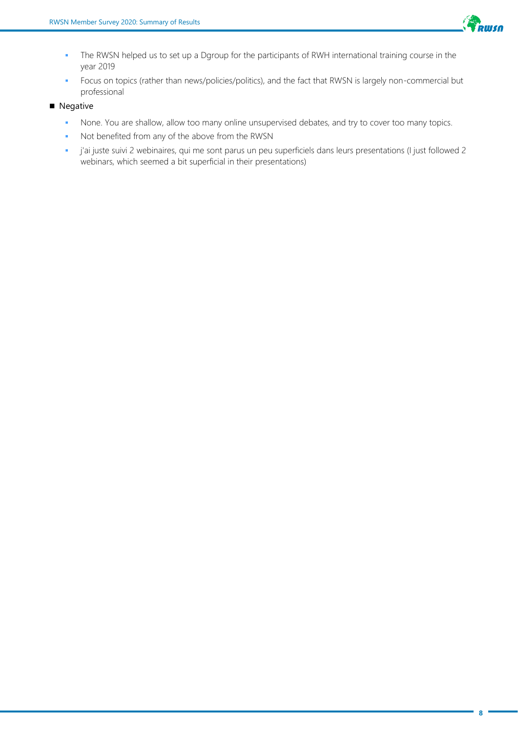- The RWSN helped us to set up a Dgroup for the participants of RWH international training course in the year 2019
- Focus on topics (rather than news/policies/politics), and the fact that RWSN is largely non-commercial but professional

- Negative
  - None. You are shallow, allow too many online unsupervised debates, and try to cover too many topics.
  - Not benefited from any of the above from the RWSN
  - j'ai juste suivi 2 webinaires, qui me sont parus un peu superficiels dans leurs presentations (I just followed 2 webinars, which seemed a bit superficial in their presentations)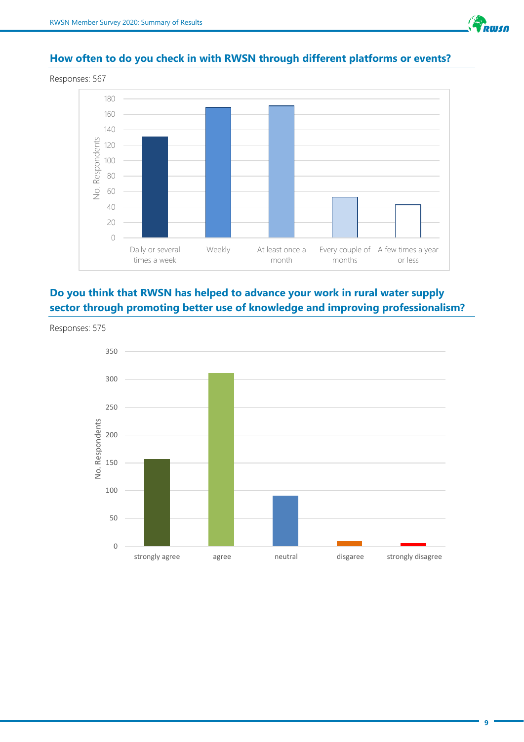## How often to do you check in with RWSN through different platforms or events?

Responses: 567

## Do you think that RWSN has helped to advance your work in rural water supply sector through promoting better use of knowledge and improving professionalism?

Responses: 575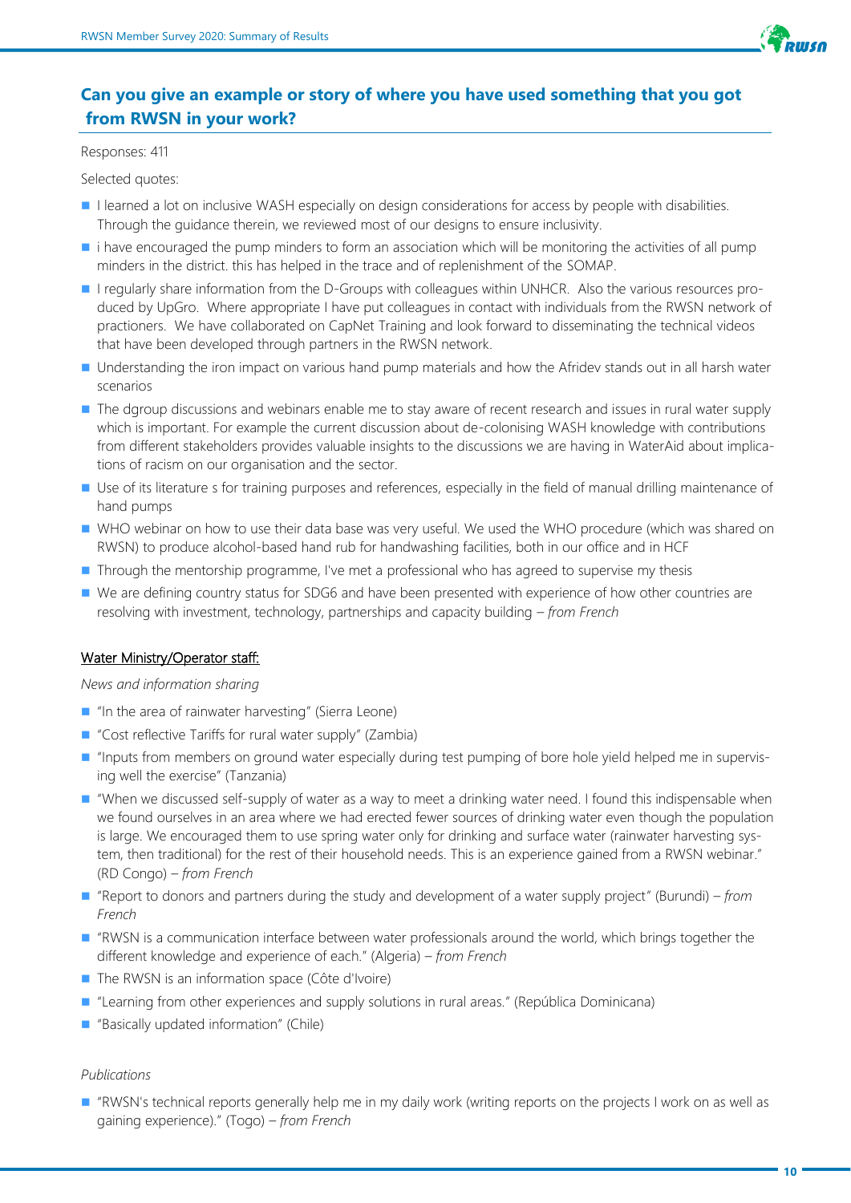## Can you give an example or story of where you have used something that you got from RWSN in your work?

Responses: 411

Selected quotes:

- I learned a lot on inclusive WASH especially on design considerations for access by people with disabilities. Through the guidance therein, we reviewed most of our designs to ensure inclusivity.
- i have encouraged the pump minders to form an association which will be monitoring the activities of all pump minders in the district. this has helped in the trace and of replenishment of the SOMAP.
- I regularly share information from the D-Groups with colleagues within UNHCR. Also the various resources produced by UpGro. Where appropriate I have put colleagues in contact with individuals from the RWSN network of practioners. We have collaborated on CapNet Training and look forward to disseminating the technical videos that have been developed through partners in the RWSN network.
- Understanding the iron impact on various hand pump materials and how the Afridev stands out in all harsh water scenarios
- The dgroup discussions and webinars enable me to stay aware of recent research and issues in rural water supply which is important. For example the current discussion about de-colonising WASH knowledge with contributions from different stakeholders provides valuable insights to the discussions we are having in WaterAid about implications of racism on our organisation and the sector.
- Use of its literature s for training purposes and references, especially in the field of manual drilling maintenance of hand pumps
- WHO webinar on how to use their data base was very useful. We used the WHO procedure (which was shared on RWSN) to produce alcohol-based hand rub for handwashing facilities, both in our office and in HCF
- Through the mentorship programme, I've met a professional who has agreed to supervise my thesis
- We are defining country status for SDG6 and have been presented with experience of how other countries are resolving with investment, technology, partnerships and capacity building – *from French*

<u>Water Ministry/Operator staff:</u>

*News and information sharing*

- "In the area of rainwater harvesting" (Sierra Leone)
- "Cost reflective Tariffs for rural water supply" (Zambia)
- "Inputs from members on ground water especially during test pumping of bore hole yield helped me in supervising well the exercise" (Tanzania)
- "When we discussed self-supply of water as a way to meet a drinking water need. I found this indispensable when we found ourselves in an area where we had erected fewer sources of drinking water even though the population is large. We encouraged them to use spring water only for drinking and surface water (rainwater harvesting system, then traditional) for the rest of their household needs. This is an experience gained from a RWSN webinar." (RD Congo) – *from French*
- "Report to donors and partners during the study and development of a water supply project" (Burundi) – *from French*
- "RWSN is a communication interface between water professionals around the world, which brings together the different knowledge and experience of each." (Algeria) – *from French*
- The RWSN is an information space (Côte d'Ivoire)
- "Learning from other experiences and supply solutions in rural areas." (República Dominicana)
- "Basically updated information" (Chile)

*Publications*

- "RWSN's technical reports generally help me in my daily work (writing reports on the projects I work on as well as gaining experience)." (Togo) – *from French*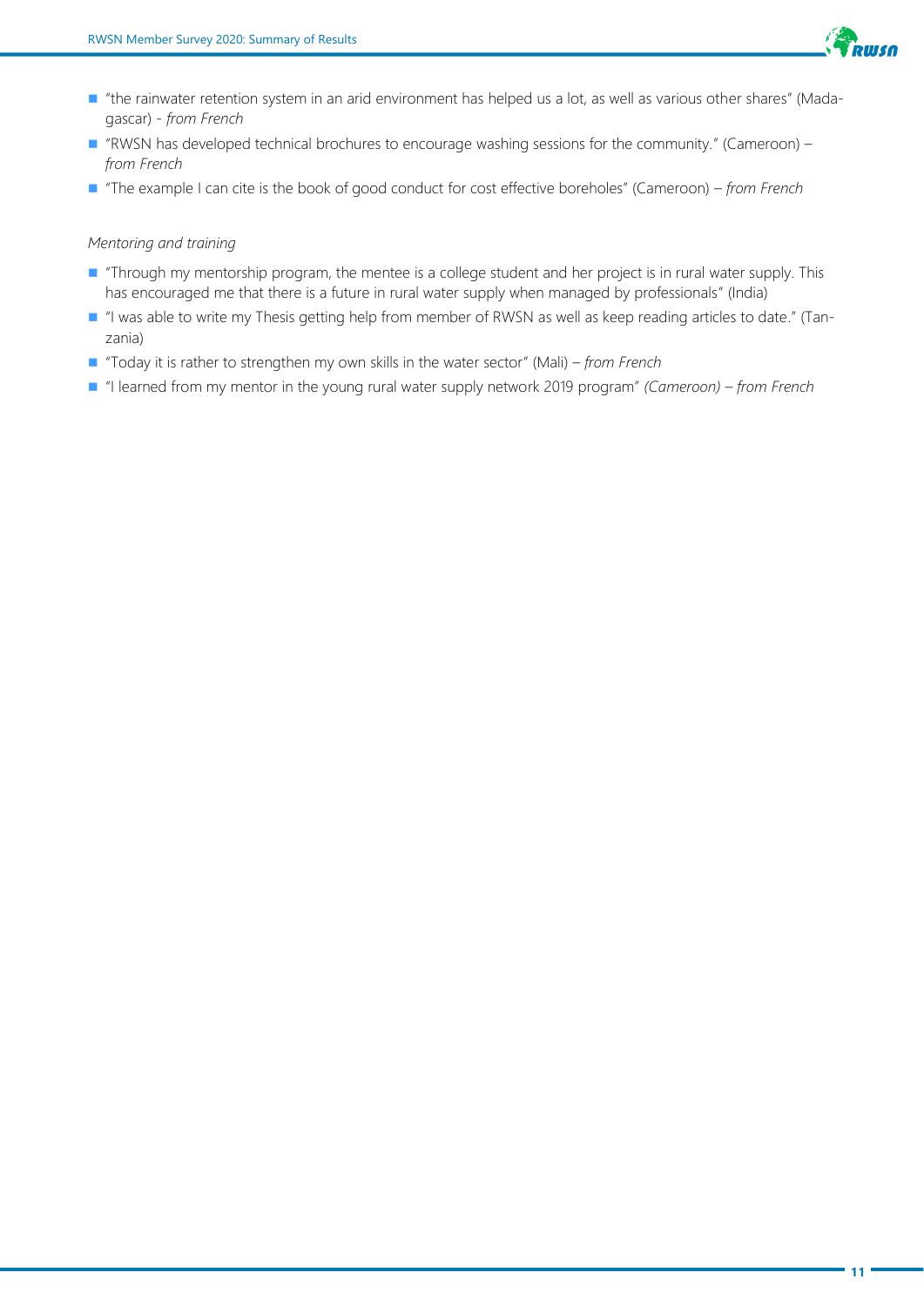- "the rainwater retention system in an arid environment has helped us a lot, as well as various other shares" (Madagascar) - *from French*
- "RWSN has developed technical brochures to encourage washing sessions for the community." (Cameroon) – *from French*
- "The example I can cite is the book of good conduct for cost effective boreholes" (Cameroon) – *from French*

*Mentoring and training*

- "Through my mentorship program, the mentee is a college student and her project is in rural water supply. This has encouraged me that there is a future in rural water supply when managed by professionals" (India)
- "I was able to write my Thesis getting help from member of RWSN as well as keep reading articles to date." (Tanzania)
- "Today it is rather to strengthen my own skills in the water sector" (Mali) – *from French*
- "I learned from my mentor in the young rural water supply network 2019 program" *(Cameroon) – from French*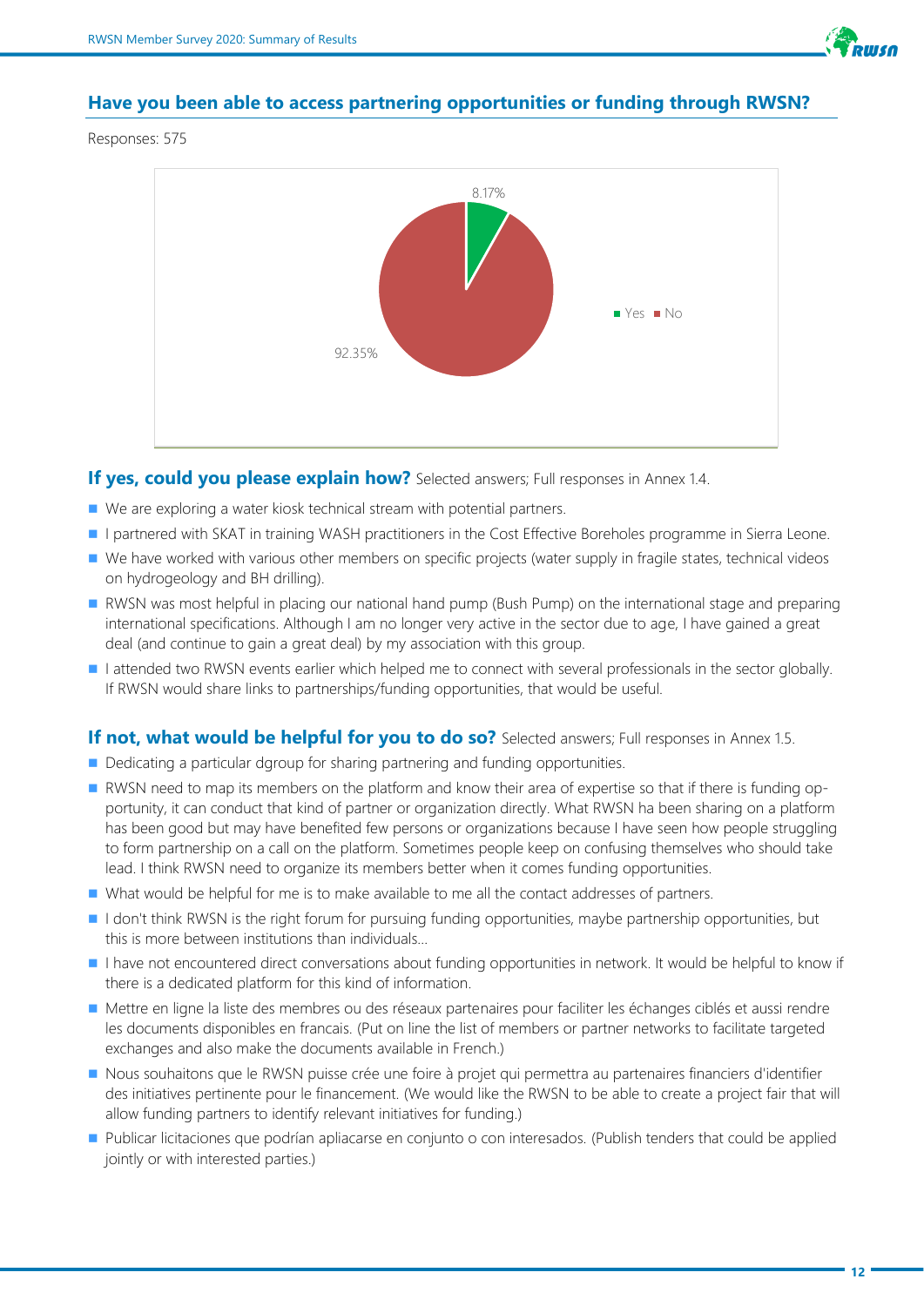## Have you been able to access partnering opportunities or funding through RWSN?

Responses: 575

8.17%

92.35%

Yes No

### If yes, could you please explain how? Selected answers; Full responses in Annex 1.4.

- We are exploring a water kiosk technical stream with potential partners.
- I partnered with SKAT in training WASH practitioners in the Cost Effective Boreholes programme in Sierra Leone.
- We have worked with various other members on specific projects (water supply in fragile states, technical videos on hydrogeology and BH drilling).
- RWSN was most helpful in placing our national hand pump (Bush Pump) on the international stage and preparing international specifications. Although I am no longer very active in the sector due to age, I have gained a great deal (and continue to gain a great deal) by my association with this group.
- I attended two RWSN events earlier which helped me to connect with several professionals in the sector globally. If RWSN would share links to partnerships/funding opportunities, that would be useful.

### If not, what would be helpful for you to do so? Selected answers; Full responses in Annex 1.5.

- Dedicating a particular dgroup for sharing partnering and funding opportunities.
- RWSN need to map its members on the platform and know their area of expertise so that if there is funding opportunity, it can conduct that kind of partner or organization directly. What RWSN ha been sharing on a platform has been good but may have benefited few persons or organizations because I have seen how people struggling to form partnership on a call on the platform. Sometimes people keep on confusing themselves who should take lead. I think RWSN need to organize its members better when it comes funding opportunities.
- What would be helpful for me is to make available to me all the contact addresses of partners.
- I don't think RWSN is the right forum for pursuing funding opportunities, maybe partnership opportunities, but this is more between institutions than individuals...
- I have not encountered direct conversations about funding opportunities in network. It would be helpful to know if there is a dedicated platform for this kind of information.
- Mettre en ligne la liste des membres ou des réseaux partenaires pour faciliter les échanges ciblés et aussi rendre les documents disponibles en francais. (Put on line the list of members or partner networks to facilitate targeted exchanges and also make the documents available in French.)
- Nous souhaitons que le RWSN puisse crée une foire à projet qui permettra au partenaires financiers d'identifier des initiatives pertinente pour le financement. (We would like the RWSN to be able to create a project fair that will allow funding partners to identify relevant initiatives for funding.)
- Publicar licitaciones que podrían apliacarse en conjunto o con interesados. (Publish tenders that could be applied jointly or with interested parties.)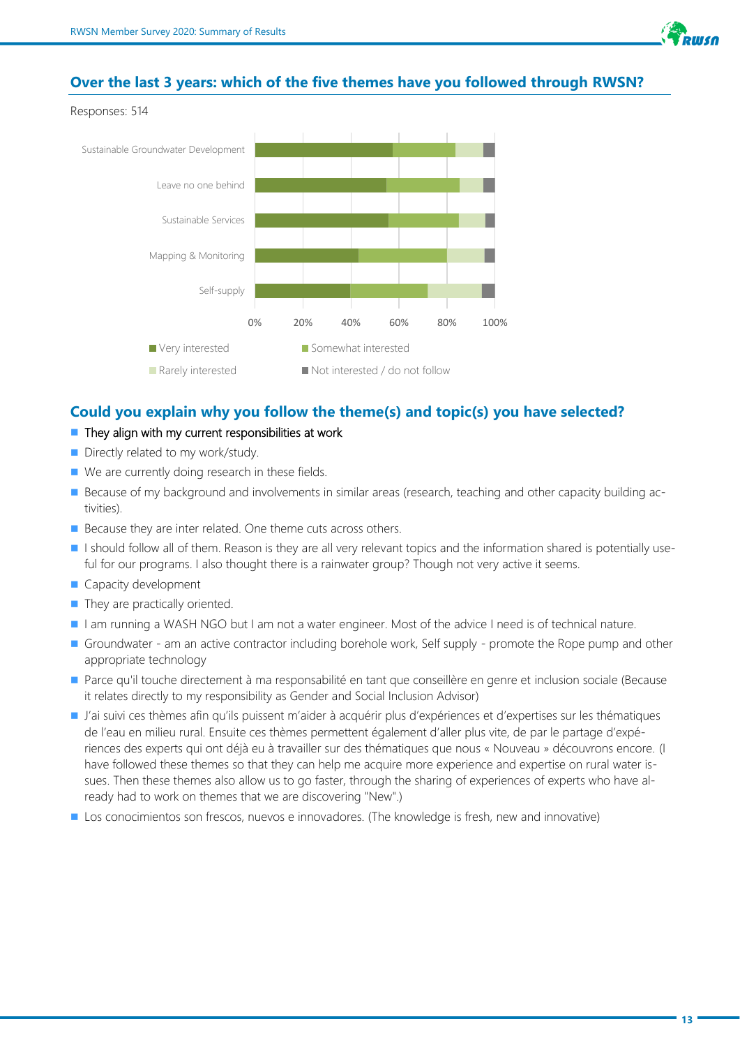## Over the last 3 years: which of the five themes have you followed through RWSN?

Responses: 514

Sustainable Groundwater Development

Leave no one behind

Sustainable Services

Mapping & Monitoring

Self-supply

0% 20% 40% 60% 80% 100%

Very interested | Somewhat interested | Rarely interested | Not interested / do not follow

## Could you explain why you follow the theme(s) and topic(s) you have selected?

- They align with my current responsibilities at work
- Directly related to my work/study.
- We are currently doing research in these fields.
- Because of my background and involvements in similar areas (research, teaching and other capacity building activities).
- Because they are inter related. One theme cuts across others.
- I should follow all of them. Reason is they are all very relevant topics and the information shared is potentially useful for our programs. I also thought there is a rainwater group? Though not very active it seems.
- Capacity development
- They are practically oriented.
- I am running a WASH NGO but I am not a water engineer. Most of the advice I need is of technical nature.
- Groundwater - am an active contractor including borehole work, Self supply - promote the Rope pump and other appropriate technology
- Parce qu'il touche directement à ma responsabilité en tant que conseillère en genre et inclusion sociale (Because it relates directly to my responsibility as Gender and Social Inclusion Advisor)
- J'ai suivi ces thèmes afin qu'ils puissent m'aider à acquérir plus d'expériences et d'expertises sur les thématiques de l'eau en milieu rural. Ensuite ces thèmes permettent également d'aller plus vite, de par le partage d'expériences des experts qui ont déjà eu à travailler sur des thématiques que nous « Nouveau » découvrons encore. (I have followed these themes so that they can help me acquire more experience and expertise on rural water issues. Then these themes also allow us to go faster, through the sharing of experiences of experts who have already had to work on themes that we are discovering "New".)
- Los conocimientos son frescos, nuevos e innovadores. (The knowledge is fresh, new and innovative)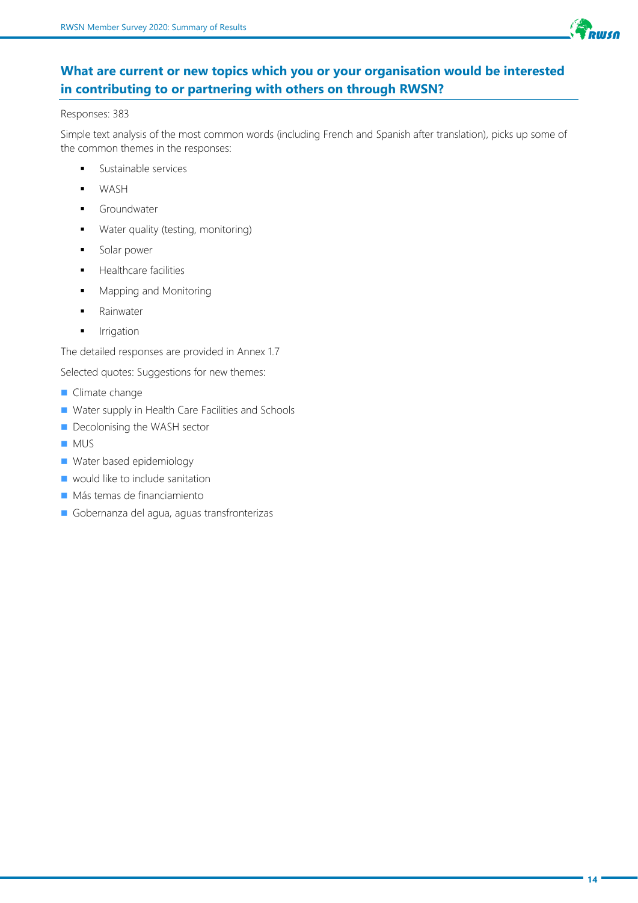## What are current or new topics which you or your organisation would be interested in contributing to or partnering with others on through RWSN?

Responses: 383

Simple text analysis of the most common words (including French and Spanish after translation), picks up some of the common themes in the responses:

- Sustainable services
- WASH
- Groundwater
- Water quality (testing, monitoring)
- Solar power
- Healthcare facilities
- Mapping and Monitoring
- Rainwater
- Irrigation

The detailed responses are provided in Annex 1.7

Selected quotes: Suggestions for new themes:

- Climate change
- Water supply in Health Care Facilities and Schools
- Decolonising the WASH sector
- MUS
- Water based epidemiology
- would like to include sanitation
- Más temas de financiamiento
- Gobernanza del agua, aguas transfronterizas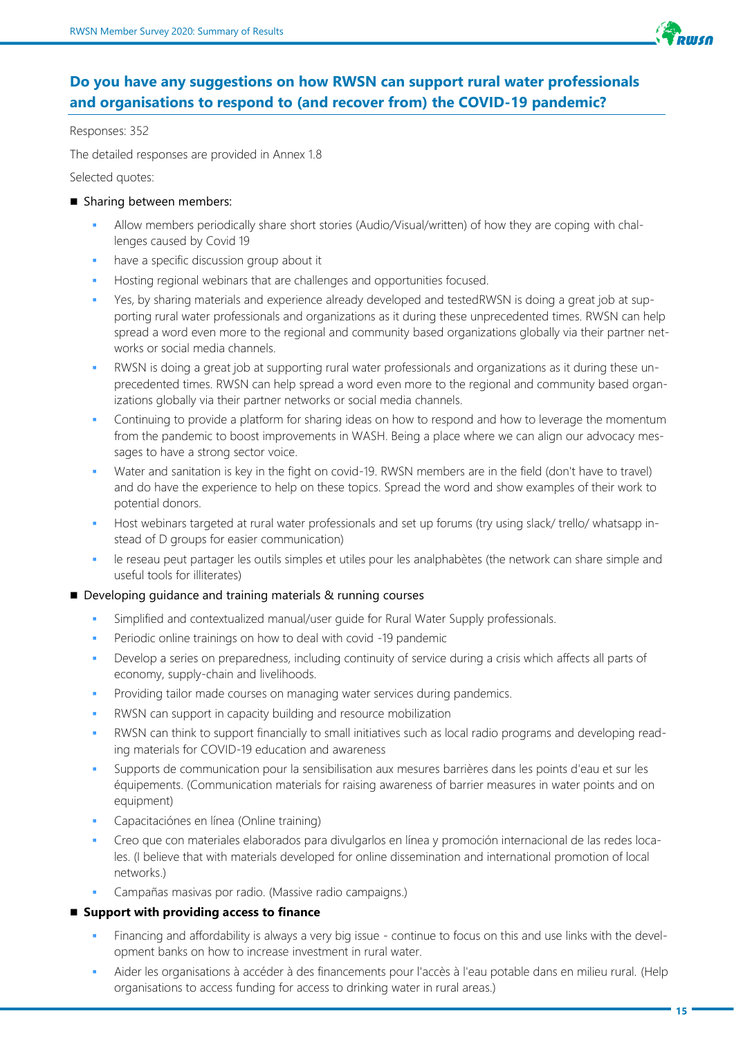## Do you have any suggestions on how RWSN can support rural water professionals and organisations to respond to (and recover from) the COVID-19 pandemic?

Responses: 352

The detailed responses are provided in Annex 1.8

Selected quotes:

- Sharing between members:
  - Allow members periodically share short stories (Audio/Visual/written) of how they are coping with challenges caused by Covid 19
  - have a specific discussion group about it
  - Hosting regional webinars that are challenges and opportunities focused.
  - Yes, by sharing materials and experience already developed and testedRWSN is doing a great job at supporting rural water professionals and organizations as it during these unprecedented times. RWSN can help spread a word even more to the regional and community based organizations globally via their partner networks or social media channels.
  - RWSN is doing a great job at supporting rural water professionals and organizations as it during these unprecedented times. RWSN can help spread a word even more to the regional and community based organizations globally via their partner networks or social media channels.
  - Continuing to provide a platform for sharing ideas on how to respond and how to leverage the momentum from the pandemic to boost improvements in WASH. Being a place where we can align our advocacy messages to have a strong sector voice.
  - Water and sanitation is key in the fight on covid-19. RWSN members are in the field (don't have to travel) and do have the experience to help on these topics. Spread the word and show examples of their work to potential donors.
  - Host webinars targeted at rural water professionals and set up forums (try using slack/ trello/ whatsapp instead of D groups for easier communication)
  - le reseau peut partager les outils simples et utiles pour les analphabètes (the network can share simple and useful tools for illiterates)
- Developing guidance and training materials & running courses
  - Simplified and contextualized manual/user guide for Rural Water Supply professionals.
  - Periodic online trainings on how to deal with covid -19 pandemic
  - Develop a series on preparedness, including continuity of service during a crisis which affects all parts of economy, supply-chain and livelihoods.
  - Providing tailor made courses on managing water services during pandemics.
  - RWSN can support in capacity building and resource mobilization
  - RWSN can think to support financially to small initiatives such as local radio programs and developing reading materials for COVID-19 education and awareness
  - Supports de communication pour la sensibilisation aux mesures barrières dans les points d'eau et sur les équipements. (Communication materials for raising awareness of barrier measures in water points and on equipment)
  - Capacitaciónes en línea (Online training)
  - Creo que con materiales elaborados para divulgarlos en línea y promoción internacional de las redes locales. (I believe that with materials developed for online dissemination and international promotion of local networks.)
  - Campañas masivas por radio. (Massive radio campaigns.)
- **Support with providing access to finance**
  - Financing and affordability is always a very big issue - continue to focus on this and use links with the development banks on how to increase investment in rural water.
  - Aider les organisations à accéder à des financements pour l'accès à l'eau potable dans en milieu rural. (Help organisations to access funding for access to drinking water in rural areas.)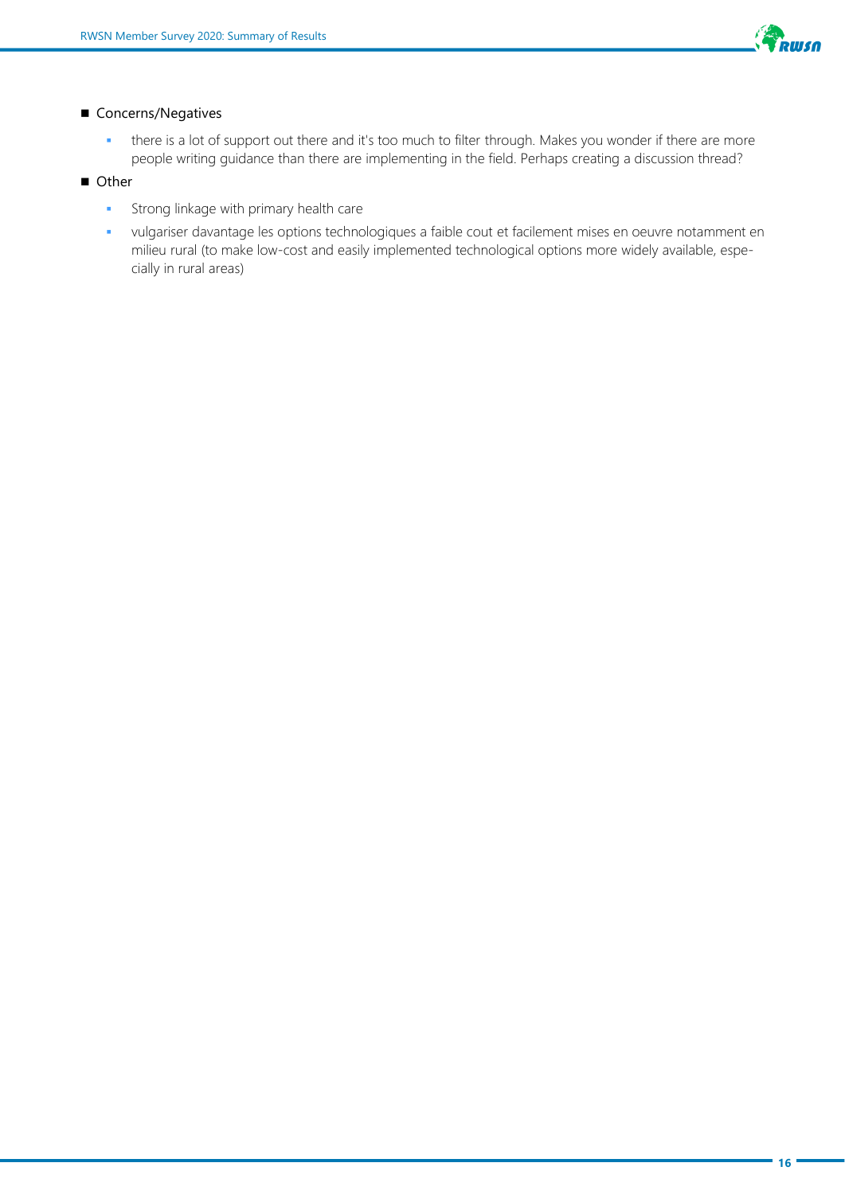- Concerns/Negatives
  - there is a lot of support out there and it's too much to filter through. Makes you wonder if there are more people writing guidance than there are implementing in the field. Perhaps creating a discussion thread?
- Other
  - Strong linkage with primary health care
  - vulgariser davantage les options technologiques a faible cout et facilement mises en oeuvre notamment en milieu rural (to make low-cost and easily implemented technological options more widely available, especially in rural areas)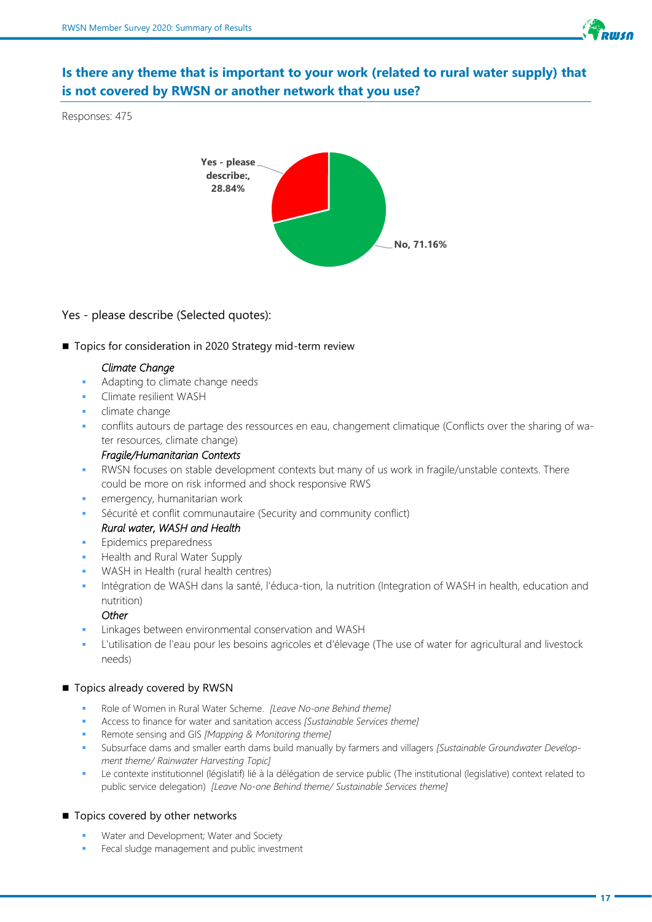## Is there any theme that is important to your work (related to rural water supply) that is not covered by RWSN or another network that you use?

Responses: 475

Yes - please describe:, 28.84%

No, 71.16%

Yes - please describe (Selected quotes):

- **Topics for consideration in 2020 Strategy mid-term review**

  *Climate Change*
  - Adapting to climate change needs
  - Climate resilient WASH
  - climate change
  - conflits autours de partage des ressources en eau, changement climatique (Conflicts over the sharing of water resources, climate change)

  *Fragile/Humanitarian Contexts*
  - RWSN focuses on stable development contexts but many of us work in fragile/unstable contexts. There could be more on risk informed and shock responsive RWS
  - emergency, humanitarian work
  - Sécurité et conflit communautaire (Security and community conflict)

  *Rural water, WASH and Health*
  - Epidemics preparedness
  - Health and Rural Water Supply
  - WASH in Health (rural health centres)
  - Intégration de WASH dans la santé, l'éduca-tion, la nutrition (Integration of WASH in health, education and nutrition)

  *Other*
  - Linkages between environmental conservation and WASH
  - L'utilisation de l'eau pour les besoins agricoles et d'élevage (The use of water for agricultural and livestock needs)

- **Topics already covered by RWSN**
  - Role of Women in Rural Water Scheme. *[Leave No-one Behind theme]*
  - Access to finance for water and sanitation access *[Sustainable Services theme]*
  - Remote sensing and GIS *[Mapping & Monitoring theme]*
  - Subsurface dams and smaller earth dams build manually by farmers and villagers *[Sustainable Groundwater Development theme/ Rainwater Harvesting Topic]*
  - Le contexte institutionnel (législatif) lié à la délégation de service public (The institutional (legislative) context related to public service delegation) *[Leave No-one Behind theme/ Sustainable Services theme]*

- **Topics covered by other networks**
  - Water and Development; Water and Society
  - Fecal sludge management and public investment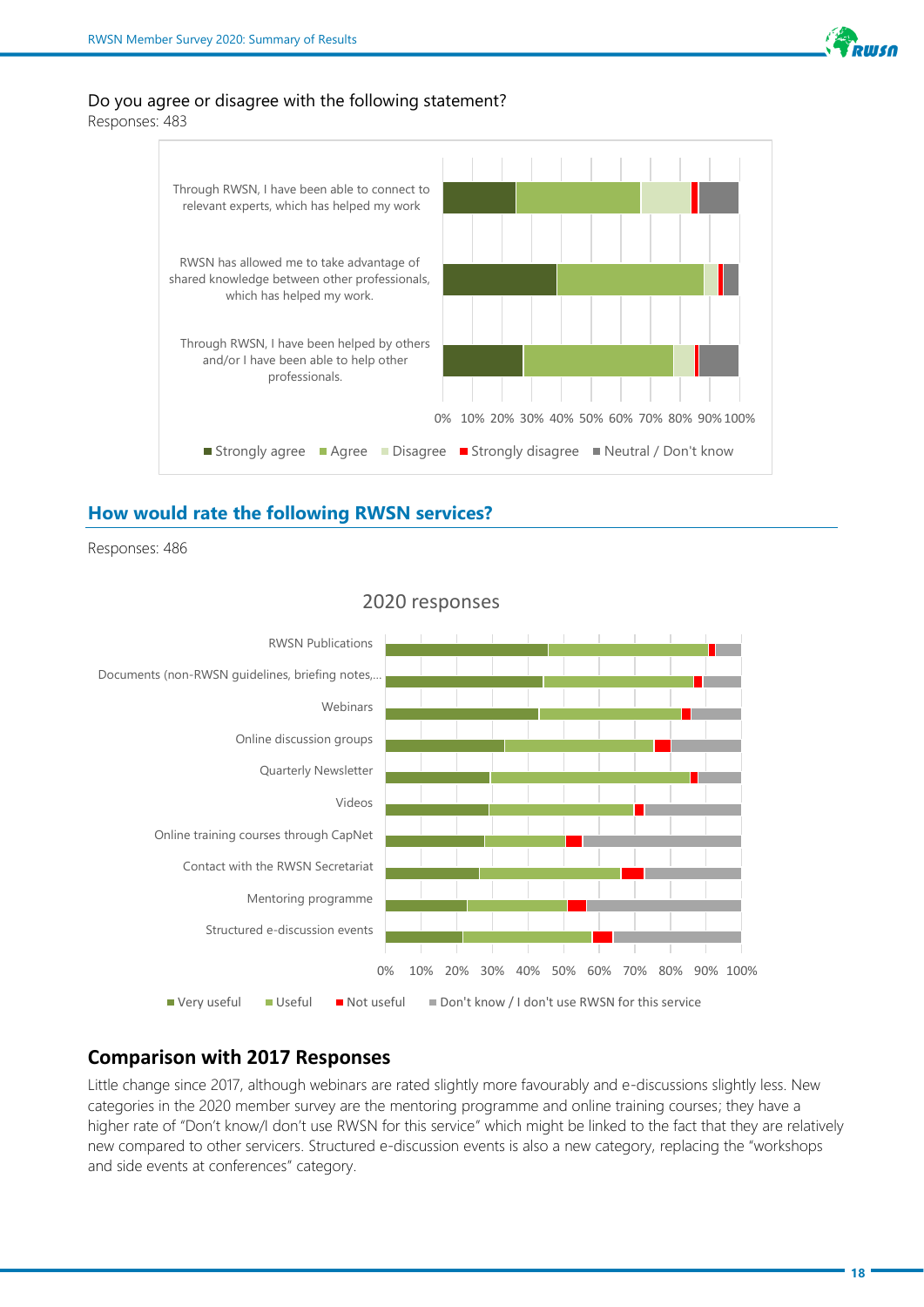Do you agree or disagree with the following statement?

Responses: 483

Through RWSN, I have been able to connect to relevant experts, which has helped my work

RWSN has allowed me to take advantage of shared knowledge between other professionals, which has helped my work.

Through RWSN, I have been helped by others and/or I have been able to help other professionals.

0% 10% 20% 30% 40% 50% 60% 70% 80% 90% 100%

■ Strongly agree ■ Agree ■ Disagree ■ Strongly disagree ■ Neutral / Don't know

## How would rate the following RWSN services?

Responses: 486

2020 responses

RWSN Publications

Documents (non-RWSN guidelines, briefing notes,...

Webinars

Online discussion groups

Quarterly Newsletter

Videos

Online training courses through CapNet

Contact with the RWSN Secretariat

Mentoring programme

Structured e-discussion events

0% 10% 20% 30% 40% 50% 60% 70% 80% 90% 100%

■ Very useful ■ Useful ■ Not useful ■ Don't know / I don't use RWSN for this service

## Comparison with 2017 Responses

Little change since 2017, although webinars are rated slightly more favourably and e-discussions slightly less. New categories in the 2020 member survey are the mentoring programme and online training courses; they have a higher rate of "Don't know/I don't use RWSN for this service" which might be linked to the fact that they are relatively new compared to other servicers. Structured e-discussion events is also a new category, replacing the "workshops and side events at conferences" category.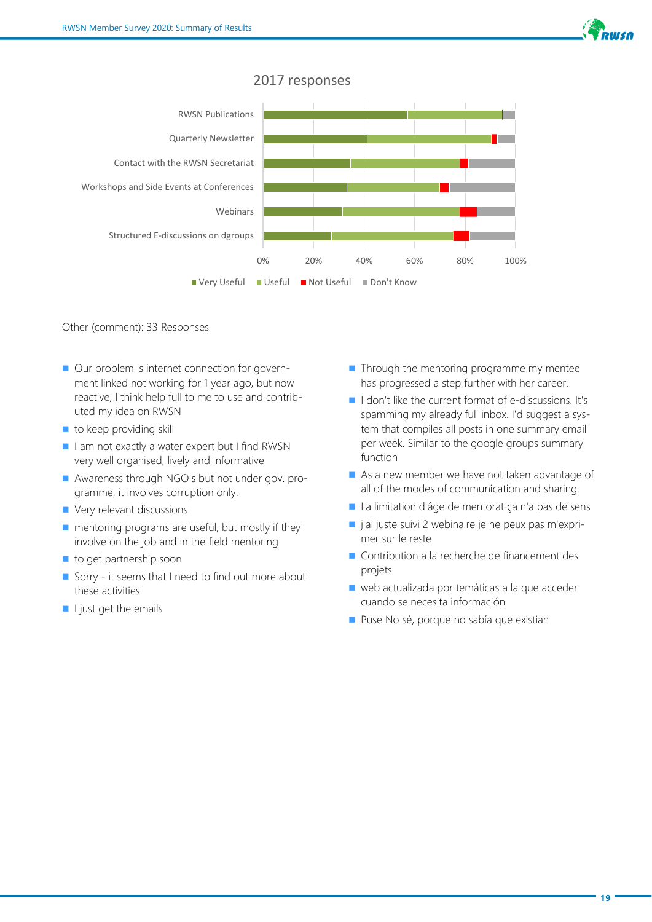2017 responses

| | Very Useful | Useful | Not Useful | Don't Know |
|---|---|---|---|---|
| RWSN Publications | | | | |
| Quarterly Newsletter | | | | |
| Contact with the RWSN Secretariat | | | | |
| Workshops and Side Events at Conferences | | | | |
| Webinars | | | | |
| Structured E-discussions on dgroups | | | | |

Other (comment): 33 Responses

- Our problem is internet connection for government linked not working for 1 year ago, but now reactive, I think help full to me to use and contributed my idea on RWSN
- to keep providing skill
- I am not exactly a water expert but I find RWSN very well organised, lively and informative
- Awareness through NGO's but not under gov. programme, it involves corruption only.
- Very relevant discussions
- mentoring programs are useful, but mostly if they involve on the job and in the field mentoring
- to get partnership soon
- Sorry - it seems that I need to find out more about these activities.
- I just get the emails
- Through the mentoring programme my mentee has progressed a step further with her career.
- I don't like the current format of e-discussions. It's spamming my already full inbox. I'd suggest a system that compiles all posts in one summary email per week. Similar to the google groups summary function
- As a new member we have not taken advantage of all of the modes of communication and sharing.
- La limitation d'âge de mentorat ça n'a pas de sens
- j'ai juste suivi 2 webinaire je ne peux pas m'exprimer sur le reste
- Contribution a la recherche de financement des projets
- web actualizada por temáticas a la que acceder cuando se necesita información
- Puse No sé, porque no sabía que existian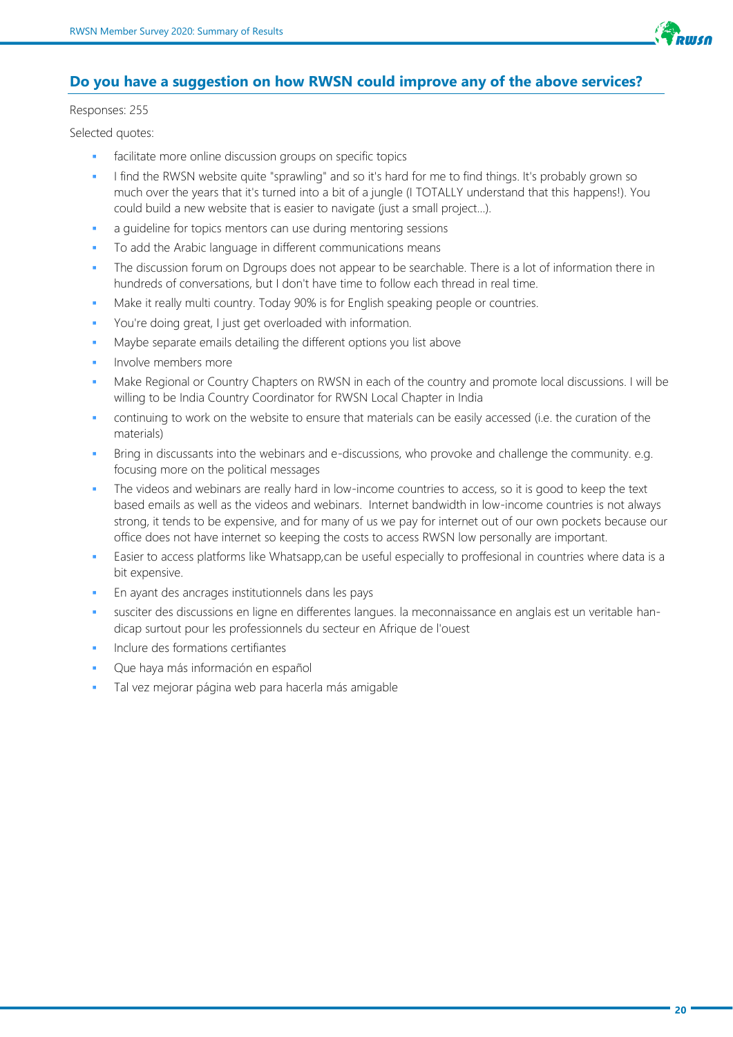## Do you have a suggestion on how RWSN could improve any of the above services?

Responses: 255

Selected quotes:

- facilitate more online discussion groups on specific topics
- I find the RWSN website quite "sprawling" and so it's hard for me to find things. It's probably grown so much over the years that it's turned into a bit of a jungle (I TOTALLY understand that this happens!). You could build a new website that is easier to navigate (just a small project...).
- a guideline for topics mentors can use during mentoring sessions
- To add the Arabic language in different communications means
- The discussion forum on Dgroups does not appear to be searchable. There is a lot of information there in hundreds of conversations, but I don't have time to follow each thread in real time.
- Make it really multi country. Today 90% is for English speaking people or countries.
- You're doing great, I just get overloaded with information.
- Maybe separate emails detailing the different options you list above
- Involve members more
- Make Regional or Country Chapters on RWSN in each of the country and promote local discussions. I will be willing to be India Country Coordinator for RWSN Local Chapter in India
- continuing to work on the website to ensure that materials can be easily accessed (i.e. the curation of the materials)
- Bring in discussants into the webinars and e-discussions, who provoke and challenge the community. e.g. focusing more on the political messages
- The videos and webinars are really hard in low-income countries to access, so it is good to keep the text based emails as well as the videos and webinars. Internet bandwidth in low-income countries is not always strong, it tends to be expensive, and for many of us we pay for internet out of our own pockets because our office does not have internet so keeping the costs to access RWSN low personally are important.
- Easier to access platforms like Whatsapp,can be useful especially to proffesional in countries where data is a bit expensive.
- En ayant des ancrages institutionnels dans les pays
- susciter des discussions en ligne en differentes langues. la meconnaissance en anglais est un veritable handicap surtout pour les professionnels du secteur en Afrique de l'ouest
- Inclure des formations certifiantes
- Que haya más información en español
- Tal vez mejorar página web para hacerla más amigable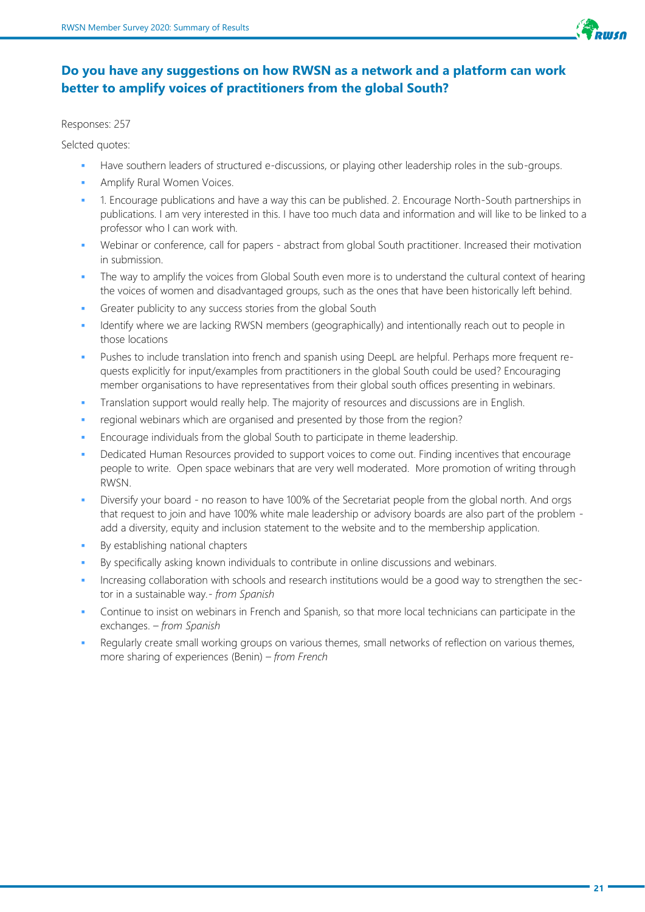## Do you have any suggestions on how RWSN as a network and a platform can work better to amplify voices of practitioners from the global South?

Responses: 257

Selcted quotes:

- Have southern leaders of structured e-discussions, or playing other leadership roles in the sub-groups.
- Amplify Rural Women Voices.
- 1. Encourage publications and have a way this can be published. 2. Encourage North-South partnerships in publications. I am very interested in this. I have too much data and information and will like to be linked to a professor who I can work with.
- Webinar or conference, call for papers - abstract from global South practitioner. Increased their motivation in submission.
- The way to amplify the voices from Global South even more is to understand the cultural context of hearing the voices of women and disadvantaged groups, such as the ones that have been historically left behind.
- Greater publicity to any success stories from the global South
- Identify where we are lacking RWSN members (geographically) and intentionally reach out to people in those locations
- Pushes to include translation into french and spanish using DeepL are helpful. Perhaps more frequent requests explicitly for input/examples from practitioners in the global South could be used? Encouraging member organisations to have representatives from their global south offices presenting in webinars.
- Translation support would really help. The majority of resources and discussions are in English.
- regional webinars which are organised and presented by those from the region?
- Encourage individuals from the global South to participate in theme leadership.
- Dedicated Human Resources provided to support voices to come out. Finding incentives that encourage people to write. Open space webinars that are very well moderated. More promotion of writing through RWSN.
- Diversify your board - no reason to have 100% of the Secretariat people from the global north. And orgs that request to join and have 100% white male leadership or advisory boards are also part of the problem - add a diversity, equity and inclusion statement to the website and to the membership application.
- By establishing national chapters
- By specifically asking known individuals to contribute in online discussions and webinars.
- Increasing collaboration with schools and research institutions would be a good way to strengthen the sector in a sustainable way.- *from Spanish*
- Continue to insist on webinars in French and Spanish, so that more local technicians can participate in the exchanges. – *from Spanish*
- Regularly create small working groups on various themes, small networks of reflection on various themes, more sharing of experiences (Benin) – *from French*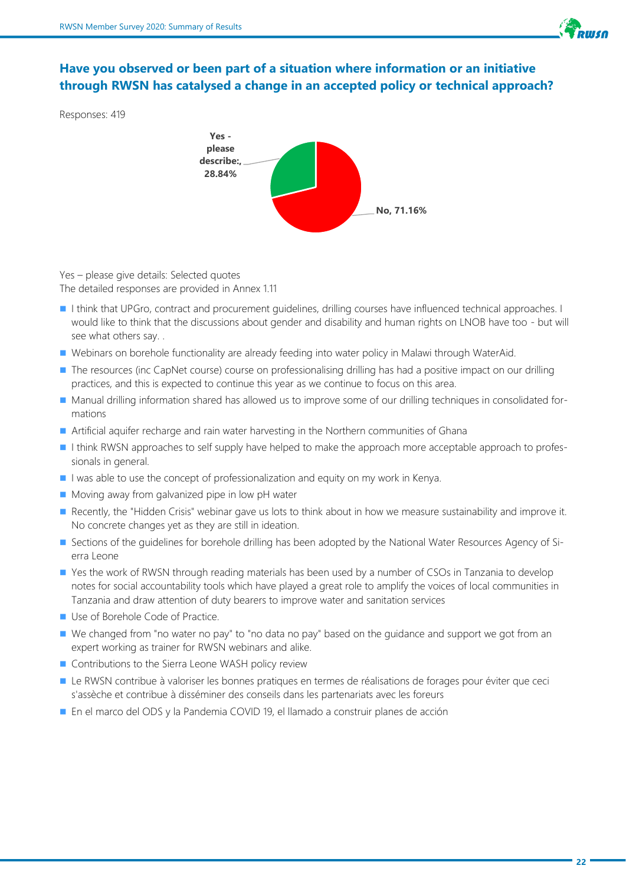## Have you observed or been part of a situation where information or an initiative through RWSN has catalysed a change in an accepted policy or technical approach?

Responses: 419

Yes - please describe:, 28.84%

No, 71.16%

Yes – please give details: Selected quotes
The detailed responses are provided in Annex 1.11

- I think that UPGro, contract and procurement guidelines, drilling courses have influenced technical approaches. I would like to think that the discussions about gender and disability and human rights on LNOB have too - but will see what others say. .
- Webinars on borehole functionality are already feeding into water policy in Malawi through WaterAid.
- The resources (inc CapNet course) course on professionalising drilling has had a positive impact on our drilling practices, and this is expected to continue this year as we continue to focus on this area.
- Manual drilling information shared has allowed us to improve some of our drilling techniques in consolidated formations
- Artificial aquifer recharge and rain water harvesting in the Northern communities of Ghana
- I think RWSN approaches to self supply have helped to make the approach more acceptable approach to professionals in general.
- I was able to use the concept of professionalization and equity on my work in Kenya.
- Moving away from galvanized pipe in low pH water
- Recently, the "Hidden Crisis" webinar gave us lots to think about in how we measure sustainability and improve it. No concrete changes yet as they are still in ideation.
- Sections of the guidelines for borehole drilling has been adopted by the National Water Resources Agency of Sierra Leone
- Yes the work of RWSN through reading materials has been used by a number of CSOs in Tanzania to develop notes for social accountability tools which have played a great role to amplify the voices of local communities in Tanzania and draw attention of duty bearers to improve water and sanitation services
- Use of Borehole Code of Practice.
- We changed from "no water no pay" to "no data no pay" based on the guidance and support we got from an expert working as trainer for RWSN webinars and alike.
- Contributions to the Sierra Leone WASH policy review
- Le RWSN contribue à valoriser les bonnes pratiques en termes de réalisations de forages pour éviter que ceci s'assèche et contribue à disséminer des conseils dans les partenariats avec les foreurs
- En el marco del ODS y la Pandemia COVID 19, el llamado a construir planes de acción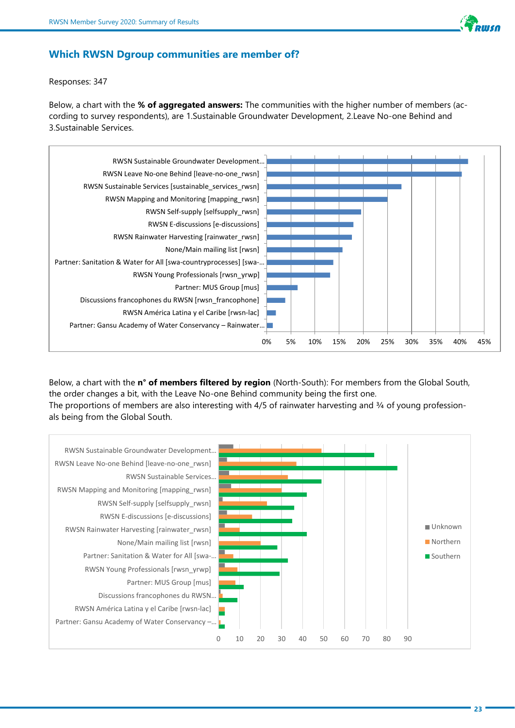## Which RWSN Dgroup communities are member of?

Responses: 347

Below, a chart with the **% of aggregated answers:** The communities with the higher number of members (according to survey respondents), are 1.Sustainable Groundwater Development, 2.Leave No-one Behind and 3.Sustainable Services.

Below, a chart with the **n° of members filtered by region** (North-South): For members from the Global South, the order changes a bit, with the Leave No-one Behind community being the first one.
The proportions of members are also interesting with 4/5 of rainwater harvesting and ¾ of young professionals being from the Global South.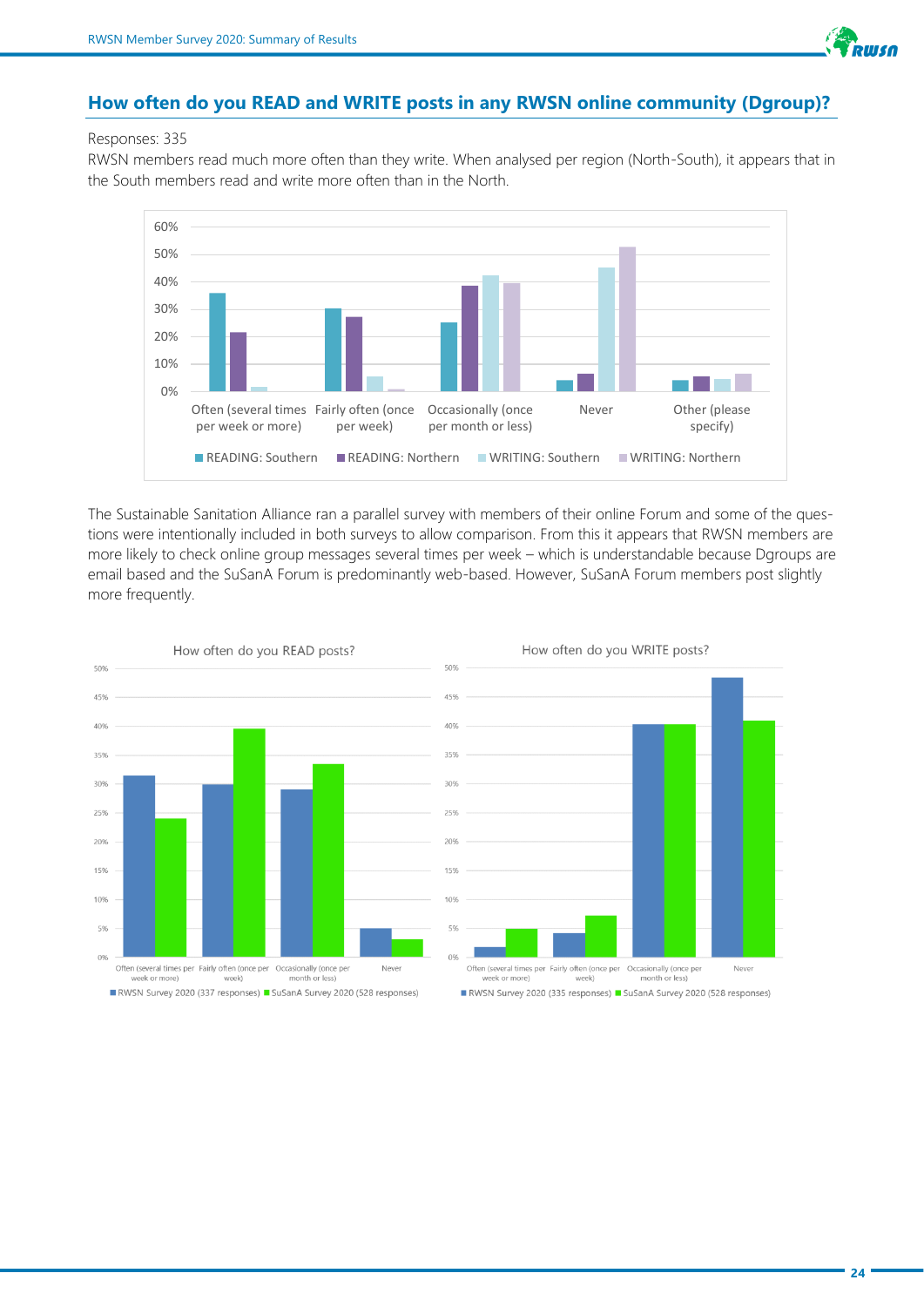## How often do you READ and WRITE posts in any RWSN online community (Dgroup)?

Responses: 335

RWSN members read much more often than they write. When analysed per region (North-South), it appears that in the South members read and write more often than in the North.

The Sustainable Sanitation Alliance ran a parallel survey with members of their online Forum and some of the questions were intentionally included in both surveys to allow comparison. From this it appears that RWSN members are more likely to check online group messages several times per week – which is understandable because Dgroups are email based and the SuSanA Forum is predominantly web-based. However, SuSanA Forum members post slightly more frequently.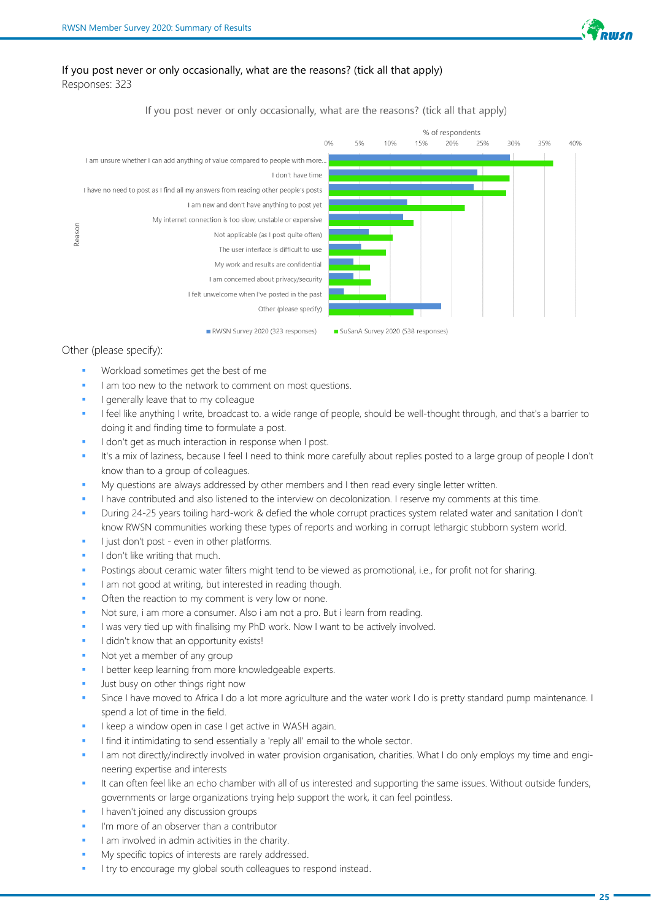If you post never or only occasionally, what are the reasons? (tick all that apply)
Responses: 323

If you post never or only occasionally, what are the reasons? (tick all that apply)

% of respondents

| Reason | RWSN Survey 2020 (323 responses) | SuSanA Survey 2020 (538 responses) |
|---|---|---|
| I am unsure whether I can add anything of value compared to people with more... | | |
| I don't have time | | |
| I have no need to post as I find all my answers from reading other people's posts | | |
| I am new and don't have anything to post yet | | |
| My internet connection is too slow, unstable or expensive | | |
| Not applicable (as I post quite often) | | |
| The user interface is difficult to use | | |
| My work and results are confidential | | |
| I am concerned about privacy/security | | |
| I felt unwelcome when I've posted in the past | | |
| Other (please specify) | | |

Other (please specify):

- Workload sometimes get the best of me
- I am too new to the network to comment on most questions.
- I generally leave that to my colleague
- I feel like anything I write, broadcast to. a wide range of people, should be well-thought through, and that's a barrier to doing it and finding time to formulate a post.
- I don't get as much interaction in response when I post.
- It's a mix of laziness, because I feel I need to think more carefully about replies posted to a large group of people I don't know than to a group of colleagues.
- My questions are always addressed by other members and I then read every single letter written.
- I have contributed and also listened to the interview on decolonization. I reserve my comments at this time.
- During 24-25 years toiling hard-work & defied the whole corrupt practices system related water and sanitation I don't know RWSN communities working these types of reports and working in corrupt lethargic stubborn system world.
- I just don't post - even in other platforms.
- I don't like writing that much.
- Postings about ceramic water filters might tend to be viewed as promotional, i.e., for profit not for sharing.
- I am not good at writing, but interested in reading though.
- Often the reaction to my comment is very low or none.
- Not sure, i am more a consumer. Also i am not a pro. But i learn from reading.
- I was very tied up with finalising my PhD work. Now I want to be actively involved.
- I didn't know that an opportunity exists!
- Not yet a member of any group
- I better keep learning from more knowledgeable experts.
- Just busy on other things right now
- Since I have moved to Africa I do a lot more agriculture and the water work I do is pretty standard pump maintenance. I spend a lot of time in the field.
- I keep a window open in case I get active in WASH again.
- I find it intimidating to send essentially a 'reply all' email to the whole sector.
- I am not directly/indirectly involved in water provision organisation, charities. What I do only employs my time and engineering expertise and interests
- It can often feel like an echo chamber with all of us interested and supporting the same issues. Without outside funders, governments or large organizations trying help support the work, it can feel pointless.
- I haven't joined any discussion groups
- I'm more of an observer than a contributor
- I am involved in admin activities in the charity.
- My specific topics of interests are rarely addressed.
- I try to encourage my global south colleagues to respond instead.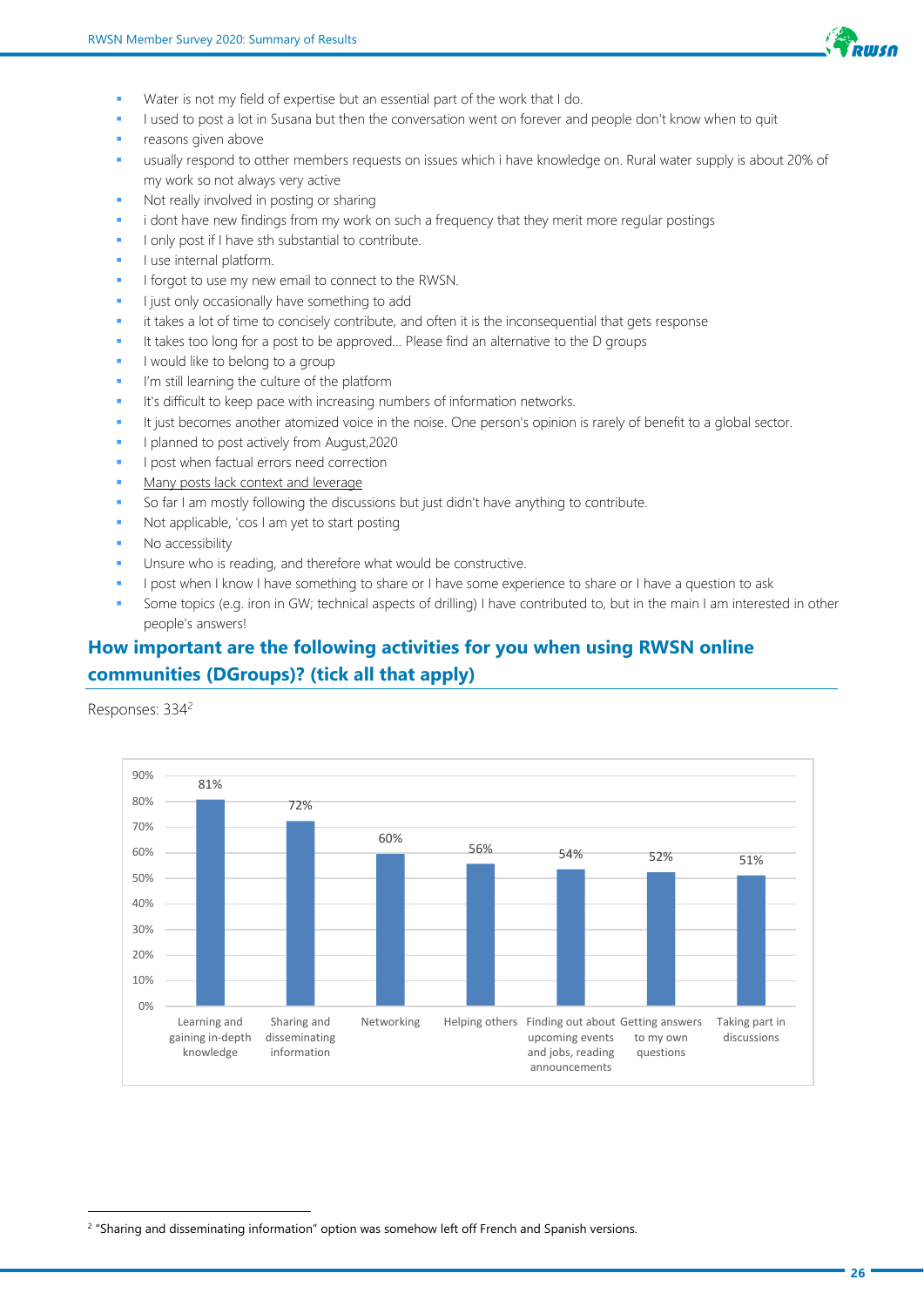- Water is not my field of expertise but an essential part of the work that I do.
- I used to post a lot in Susana but then the conversation went on forever and people don't know when to quit
- reasons given above
- usually respond to otther members requests on issues which i have knowledge on. Rural water supply is about 20% of my work so not always very active
- Not really involved in posting or sharing
- i dont have new findings from my work on such a frequency that they merit more regular postings
- I only post if I have sth substantial to contribute.
- I use internal platform.
- I forgot to use my new email to connect to the RWSN.
- I just only occasionally have something to add
- it takes a lot of time to concisely contribute, and often it is the inconsequential that gets response
- It takes too long for a post to be approved... Please find an alternative to the D groups
- I would like to belong to a group
- I'm still learning the culture of the platform
- It's difficult to keep pace with increasing numbers of information networks.
- It just becomes another atomized voice in the noise. One person's opinion is rarely of benefit to a global sector.
- I planned to post actively from August,2020
- I post when factual errors need correction
- Many posts lack context and leverage
- So far I am mostly following the discussions but just didn't have anything to contribute.
- Not applicable, 'cos I am yet to start posting
- No accessibility
- Unsure who is reading, and therefore what would be constructive.
- I post when I know I have something to share or I have some experience to share or I have a question to ask
- Some topics (e.g. iron in GW; technical aspects of drilling) I have contributed to, but in the main I am interested in other people's answers!

## How important are the following activities for you when using RWSN online communities (DGroups)? (tick all that apply)

Responses: 334[2]

| Activity | Percentage |
|---|---|
| Learning and gaining in-depth knowledge | 81% |
| Sharing and disseminating information | 72% |
| Networking | 60% |
| Helping others | 56% |
| Finding out about upcoming events and jobs, reading announcements | 54% |
| Getting answers to my own questions | 52% |
| Taking part in discussions | 51% |

[2] "Sharing and disseminating information" option was somehow left off French and Spanish versions.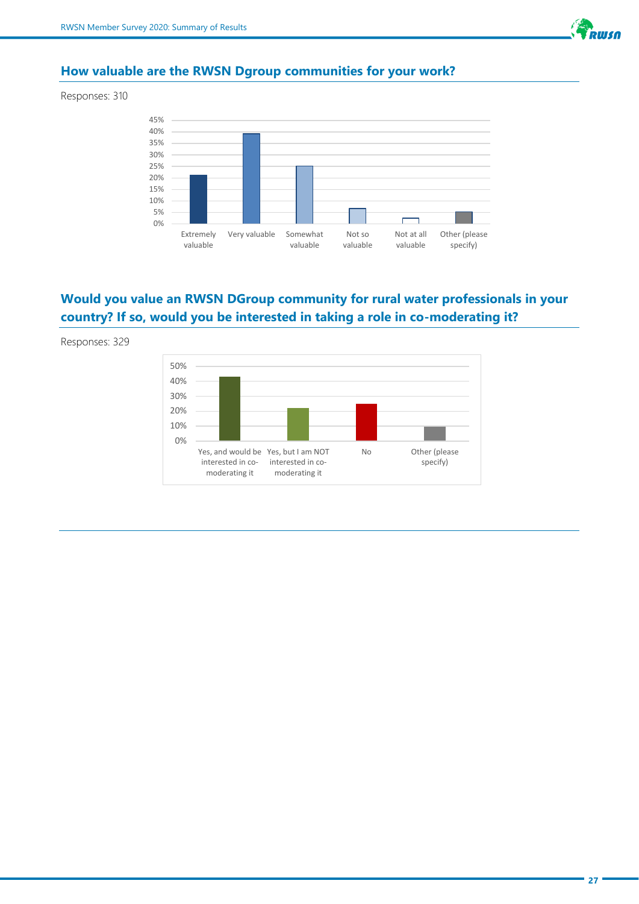## How valuable are the RWSN Dgroup communities for your work?

Responses: 310

## Would you value an RWSN DGroup community for rural water professionals in your country? If so, would you be interested in taking a role in co-moderating it?

Responses: 329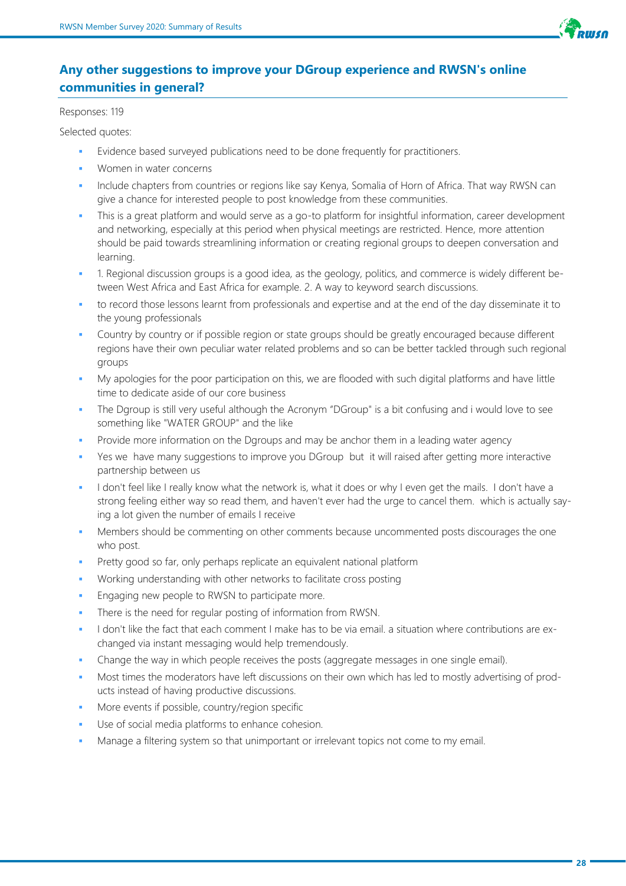## Any other suggestions to improve your DGroup experience and RWSN's online communities in general?

Responses: 119

Selected quotes:

- Evidence based surveyed publications need to be done frequently for practitioners.
- Women in water concerns
- Include chapters from countries or regions like say Kenya, Somalia of Horn of Africa. That way RWSN can give a chance for interested people to post knowledge from these communities.
- This is a great platform and would serve as a go-to platform for insightful information, career development and networking, especially at this period when physical meetings are restricted. Hence, more attention should be paid towards streamlining information or creating regional groups to deepen conversation and learning.
- 1. Regional discussion groups is a good idea, as the geology, politics, and commerce is widely different between West Africa and East Africa for example. 2. A way to keyword search discussions.
- to record those lessons learnt from professionals and expertise and at the end of the day disseminate it to the young professionals
- Country by country or if possible region or state groups should be greatly encouraged because different regions have their own peculiar water related problems and so can be better tackled through such regional groups
- My apologies for the poor participation on this, we are flooded with such digital platforms and have little time to dedicate aside of our core business
- The Dgroup is still very useful although the Acronym "DGroup" is a bit confusing and i would love to see something like "WATER GROUP" and the like
- Provide more information on the Dgroups and may be anchor them in a leading water agency
- Yes we have many suggestions to improve you DGroup but it will raised after getting more interactive partnership between us
- I don't feel like I really know what the network is, what it does or why I even get the mails. I don't have a strong feeling either way so read them, and haven't ever had the urge to cancel them. which is actually saying a lot given the number of emails I receive
- Members should be commenting on other comments because uncommented posts discourages the one who post.
- Pretty good so far, only perhaps replicate an equivalent national platform
- Working understanding with other networks to facilitate cross posting
- Engaging new people to RWSN to participate more.
- There is the need for regular posting of information from RWSN.
- I don't like the fact that each comment I make has to be via email. a situation where contributions are exchanged via instant messaging would help tremendously.
- Change the way in which people receives the posts (aggregate messages in one single email).
- Most times the moderators have left discussions on their own which has led to mostly advertising of products instead of having productive discussions.
- More events if possible, country/region specific
- Use of social media platforms to enhance cohesion.
- Manage a filtering system so that unimportant or irrelevant topics not come to my email.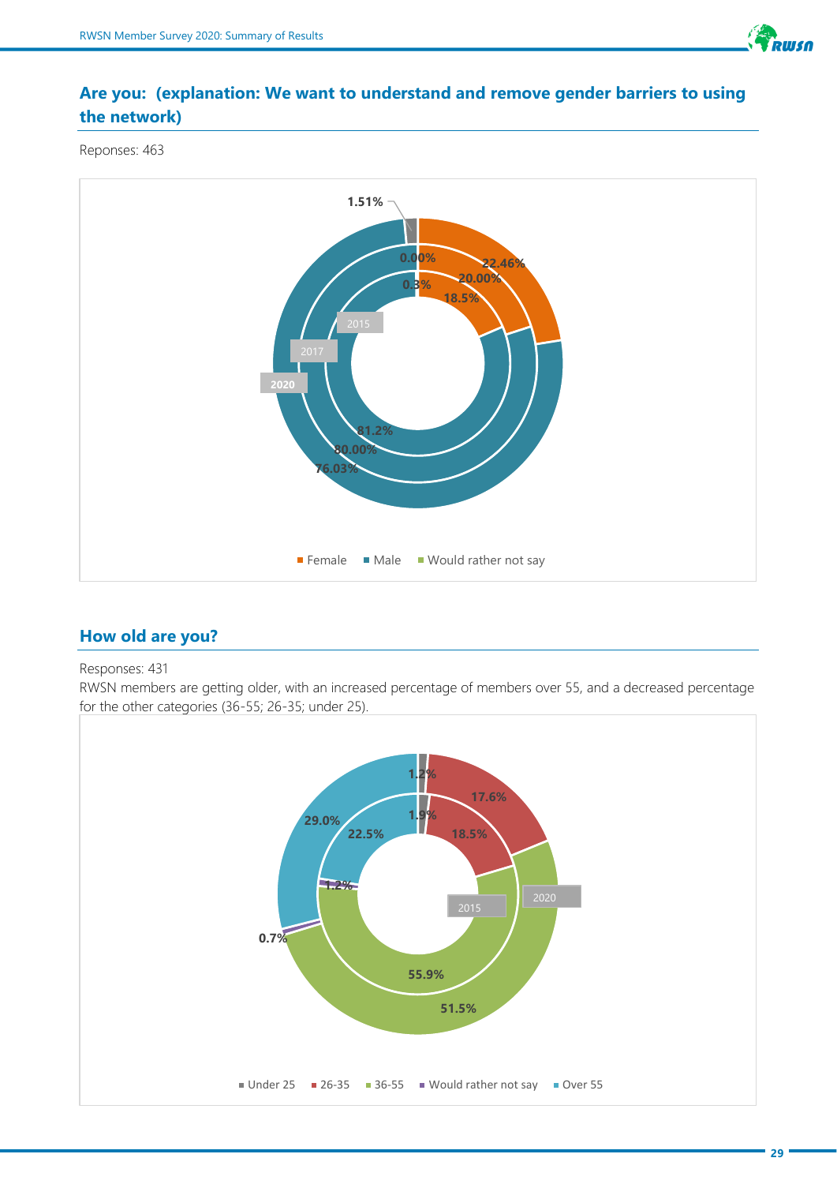## Are you: (explanation: We want to understand and remove gender barriers to using the network)

Reponses: 463

| | Female | Male | Would rather not say |
|---|---|---|---|
| 2015 | 18.5% | 81.2% | 0.3% |
| 2017 | 20.00% | 80.00% | 0.00% |
| 2020 | 22.46% | 76.03% | 1.51% |

## How old are you?

Responses: 431

RWSN members are getting older, with an increased percentage of members over 55, and a decreased percentage for the other categories (36-55; 26-35; under 25).

| | Under 25 | 26-35 | 36-55 | Would rather not say | Over 55 |
|---|---|---|---|---|---|
| 2015 | 1.9% | 18.5% | 55.9% | 1.2% | 22.5% |
| 2020 | 1.2% | 17.6% | 51.5% | 0.7% | 29.0% |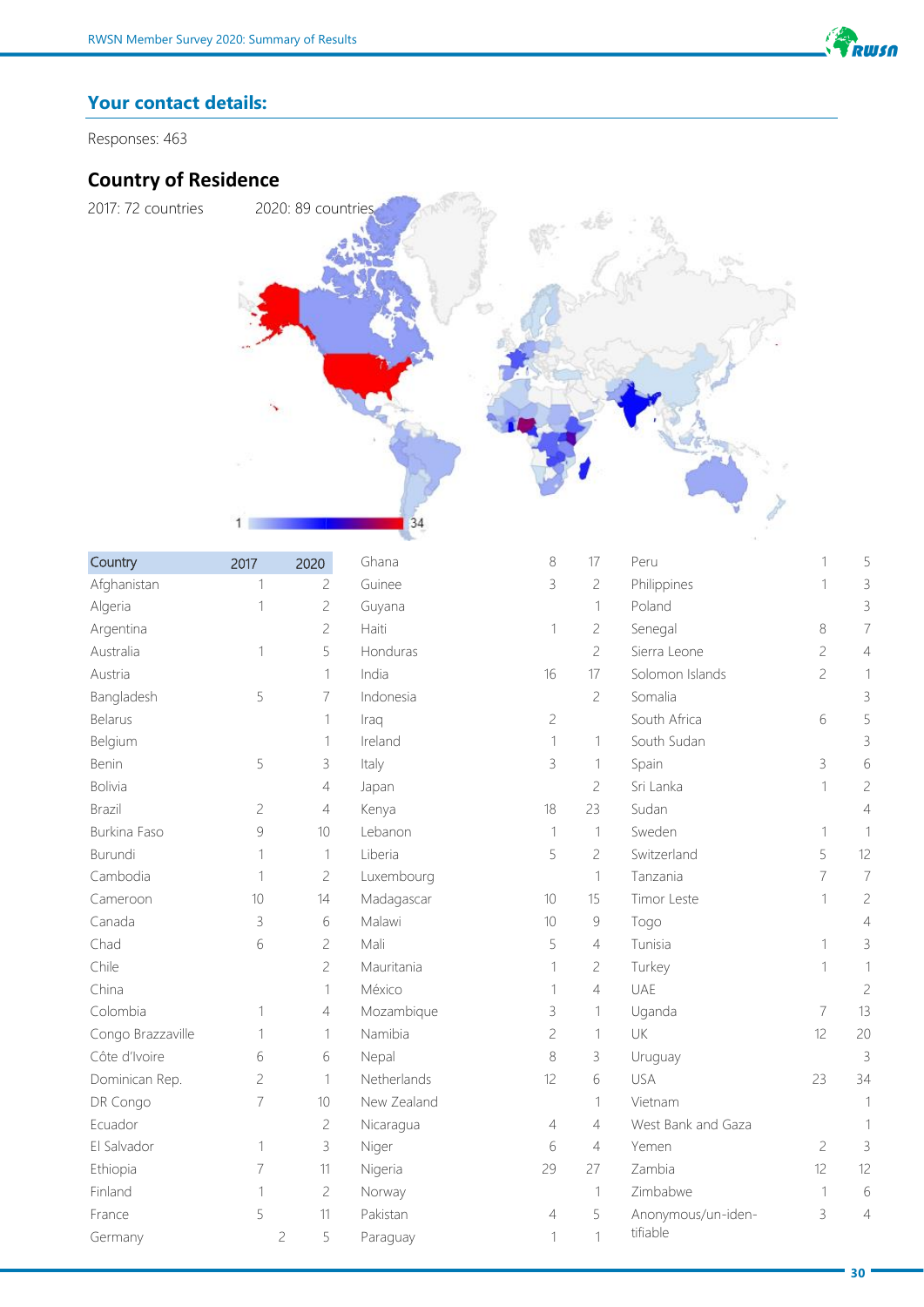## Your contact details:

Responses: 463

### Country of Residence

2017: 72 countries 2020: 89 countries

| Country | 2017 | 2020 |
|---|---|---|
| Afghanistan | 1 | 2 |
| Algeria | 1 | 2 |
| Argentina | | 2 |
| Australia | 1 | 5 |
| Austria | | 1 |
| Bangladesh | 5 | 7 |
| Belarus | | 1 |
| Belgium | | 1 |
| Benin | 5 | 3 |
| Bolivia | | 4 |
| Brazil | 2 | 4 |
| Burkina Faso | 9 | 10 |
| Burundi | 1 | 1 |
| Cambodia | 1 | 2 |
| Cameroon | 10 | 14 |
| Canada | 3 | 6 |
| Chad | 6 | 2 |
| Chile | | 2 |
| China | | 1 |
| Colombia | 1 | 4 |
| Congo Brazzaville | 1 | 1 |
| Côte d'Ivoire | 6 | 6 |
| Dominican Rep. | 2 | 1 |
| DR Congo | 7 | 10 |
| Ecuador | | 2 |
| El Salvador | 1 | 3 |
| Ethiopia | 7 | 11 |
| Finland | 1 | 2 |
| France | 5 | 11 |
| Germany | 2 | 5 |
| Ghana | 8 | 17 |
| Guinee | 3 | 2 |
| Guyana | | 1 |
| Haiti | 1 | 2 |
| Honduras | | 2 |
| India | 16 | 17 |
| Indonesia | | 2 |
| Iraq | 2 | |
| Ireland | 1 | 1 |
| Italy | 3 | 1 |
| Japan | | 2 |
| Kenya | 18 | 23 |
| Lebanon | 1 | 1 |
| Liberia | 5 | 2 |
| Luxembourg | | 1 |
| Madagascar | 10 | 15 |
| Malawi | 10 | 9 |
| Mali | 5 | 4 |
| Mauritania | 1 | 2 |
| México | 1 | 4 |
| Mozambique | 3 | 1 |
| Namibia | 2 | 1 |
| Nepal | 8 | 3 |
| Netherlands | 12 | 6 |
| New Zealand | | 1 |
| Nicaragua | 4 | 4 |
| Niger | 6 | 4 |
| Nigeria | 29 | 27 |
| Norway | | 1 |
| Pakistan | 4 | 5 |
| Paraguay | 1 | 1 |
| Peru | 1 | 5 |
| Philippines | 1 | 3 |
| Poland | | 3 |
| Senegal | 8 | 7 |
| Sierra Leone | 2 | 4 |
| Solomon Islands | 2 | 1 |
| Somalia | | 3 |
| South Africa | 6 | 5 |
| South Sudan | | 3 |
| Spain | 3 | 6 |
| Sri Lanka | 1 | 2 |
| Sudan | | 4 |
| Sweden | 1 | 1 |
| Switzerland | 5 | 12 |
| Tanzania | 7 | 7 |
| Timor Leste | 1 | 2 |
| Togo | | 4 |
| Tunisia | 1 | 3 |
| Turkey | 1 | 1 |
| UAE | | 2 |
| Uganda | 7 | 13 |
| UK | 12 | 20 |
| Uruguay | | 3 |
| USA | 23 | 34 |
| Vietnam | | 1 |
| West Bank and Gaza | | 1 |
| Yemen | 2 | 3 |
| Zambia | 12 | 12 |
| Zimbabwe | 1 | 6 |
| Anonymous/un-identifiable | 3 | 4 |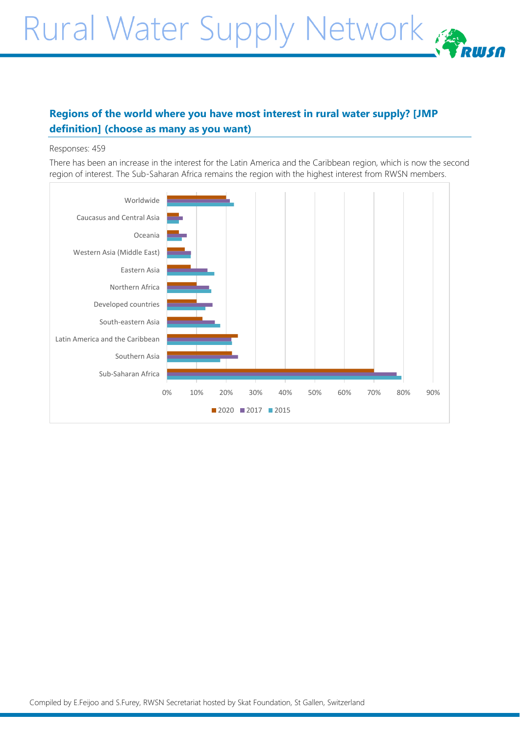### Regions of the world where you have most interest in rural water supply? [JMP definition] (choose as many as you want)

Responses: 459

There has been an increase in the interest for the Latin America and the Caribbean region, which is now the second region of interest. The Sub-Saharan Africa remains the region with the highest interest from RWSN members.

Worldwide
Caucasus and Central Asia
Oceania
Western Asia (Middle East)
Eastern Asia
Northern Africa
Developed countries
South-eastern Asia
Latin America and the Caribbean
Southern Asia
Sub-Saharan Africa

0% 10% 20% 30% 40% 50% 60% 70% 80% 90%

2020 2017 2015

Compiled by E.Feijoo and S.Furey, RWSN Secretariat hosted by Skat Foundation, St Gallen, Switzerland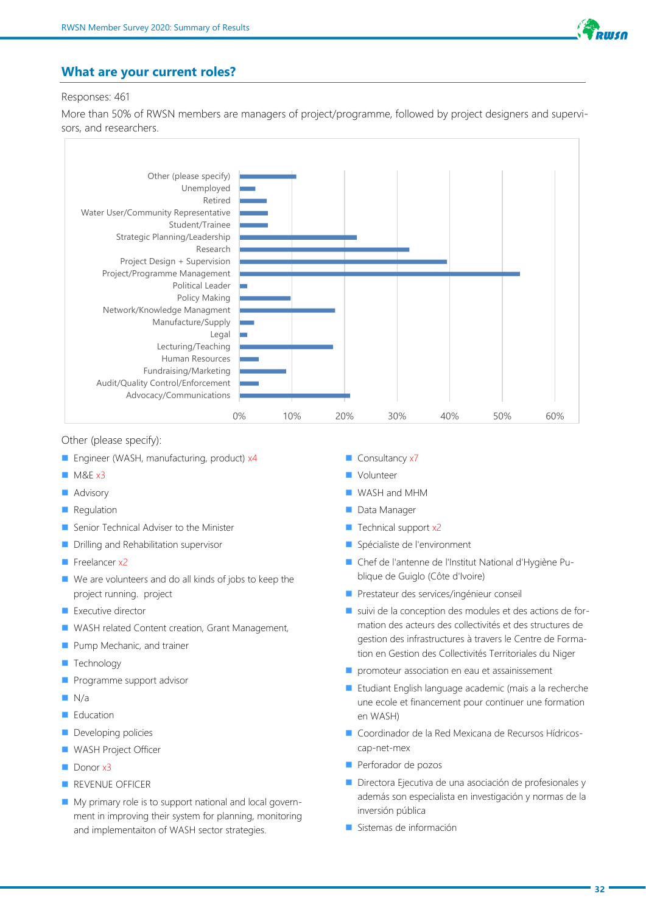## What are your current roles?

Responses: 461

More than 50% of RWSN members are managers of project/programme, followed by project designers and supervisors, and researchers.

Other (please specify):

- Engineer (WASH, manufacturing, product) x4
- M&E x3
- Advisory
- Regulation
- Senior Technical Adviser to the Minister
- Drilling and Rehabilitation supervisor
- Freelancer x2
- We are volunteers and do all kinds of jobs to keep the project running.  project
- Executive director
- WASH related Content creation, Grant Management,
- Pump Mechanic, and trainer
- Technology
- Programme support advisor
- N/a
- Education
- Developing policies
- WASH Project Officer
- Donor x3
- REVENUE OFFICER
- My primary role is to support national and local government in improving their system for planning, monitoring and implementaiton of WASH sector strategies.
- Consultancy x7
- Volunteer
- WASH and MHM
- Data Manager
- Technical support x2
- Spécialiste de l'environment
- Chef de l'antenne de l'Institut National d'Hygiène Publique de Guiglo (Côte d'Ivoire)
- Prestateur des services/ingénieur conseil
- suivi de la conception des modules et des actions de formation des acteurs des collectivités et des structures de gestion des infrastructures à travers le Centre de Formation en Gestion des Collectivités Territoriales du Niger
- promoteur association en eau et assainissement
- Etudiant English language academic (mais a la recherche une ecole et financement pour continuer une formation en WASH)
- Coordinador de la Red Mexicana de Recursos Hídricos-cap-net-mex
- Perforador de pozos
- Directora Ejecutiva de una asociación de profesionales y además son especialista en investigación y normas de la inversión pública
- Sistemas de información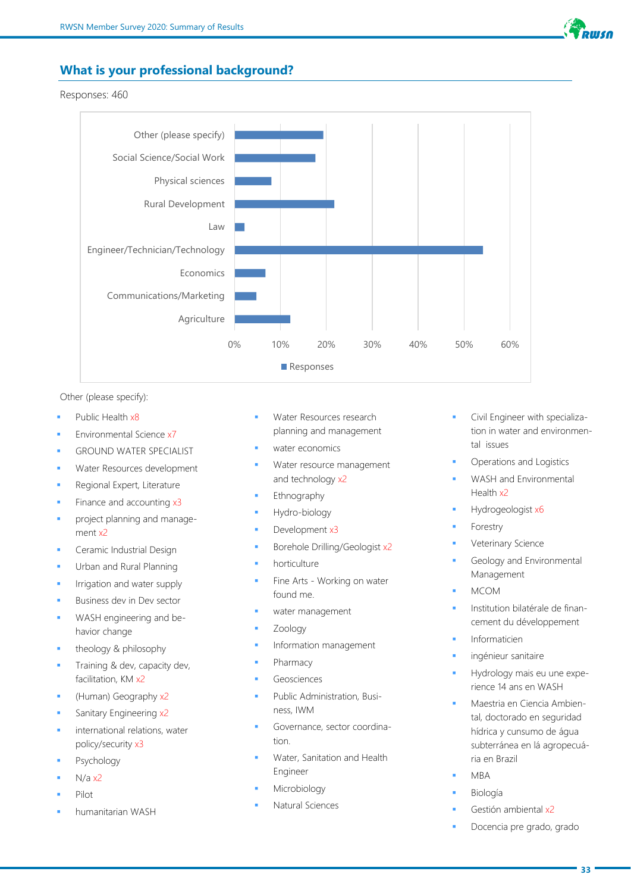## What is your professional background?

Responses: 460

| Category | Responses (approx.) |
|---|---|
| Other (please specify) | ~19% |
| Social Science/Social Work | ~18% |
| Physical sciences | ~8% |
| Rural Development | ~22% |
| Law | ~2% |
| Engineer/Technician/Technology | ~54% |
| Economics | ~7% |
| Communications/Marketing | ~5% |
| Agriculture | ~12% |

Other (please specify):

- Public Health x8
- Environmental Science x7
- GROUND WATER SPECIALIST
- Water Resources development
- Regional Expert, Literature
- Finance and accounting x3
- project planning and management x2
- Ceramic Industrial Design
- Urban and Rural Planning
- Irrigation and water supply
- Business dev in Dev sector
- WASH engineering and behavior change
- theology & philosophy
- Training & dev, capacity dev, facilitation, KM x2
- (Human) Geography x2
- Sanitary Engineering x2
- international relations, water policy/security x3
- Psychology
- N/a x2
- Pilot
- humanitarian WASH
- Water Resources research planning and management
- water economics
- Water resource management and technology x2
- Ethnography
- Hydro-biology
- Development x3
- Borehole Drilling/Geologist x2
- horticulture
- Fine Arts - Working on water found me.
- water management
- Zoology
- Information management
- Pharmacy
- Geosciences
- Public Administration, Business, IWM
- Governance, sector coordination.
- Water, Sanitation and Health Engineer
- Microbiology
- Natural Sciences
- Civil Engineer with specialization in water and environmental issues
- Operations and Logistics
- WASH and Environmental Health x2
- Hydrogeologist x6
- Forestry
- Veterinary Science
- Geology and Environmental Management
- MCOM
- Institution bilatérale de financement du développement
- Informaticien
- ingénieur sanitaire
- Hydrology mais eu une experience 14 ans en WASH
- Maestria en Ciencia Ambiental, doctorado en seguridad hídrica y cunsumo de água subterránea en lá agropecuária en Brazil
- MBA
- Biología
- Gestión ambiental x2
- Docencia pre grado, grado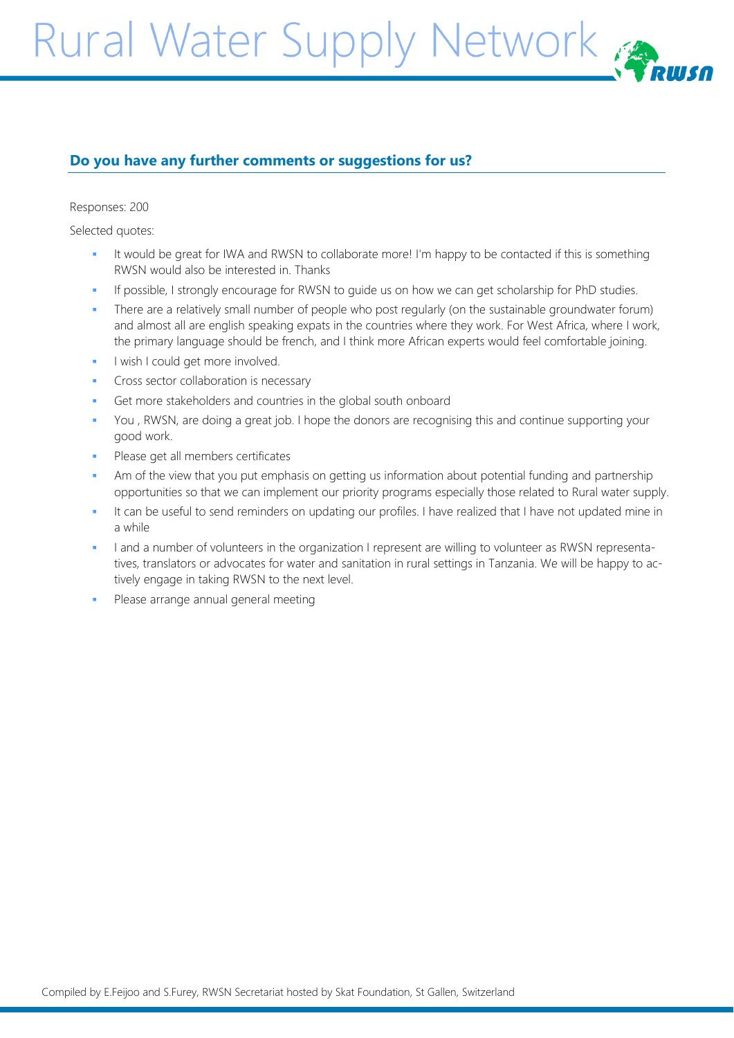## Do you have any further comments or suggestions for us?

Responses: 200

Selected quotes:

- It would be great for IWA and RWSN to collaborate more! I'm happy to be contacted if this is something RWSN would also be interested in. Thanks
- If possible, I strongly encourage for RWSN to guide us on how we can get scholarship for PhD studies.
- There are a relatively small number of people who post regularly (on the sustainable groundwater forum) and almost all are english speaking expats in the countries where they work. For West Africa, where I work, the primary language should be french, and I think more African experts would feel comfortable joining.
- I wish I could get more involved.
- Cross sector collaboration is necessary
- Get more stakeholders and countries in the global south onboard
- You , RWSN, are doing a great job. I hope the donors are recognising this and continue supporting your good work.
- Please get all members certificates
- Am of the view that you put emphasis on getting us information about potential funding and partnership opportunities so that we can implement our priority programs especially those related to Rural water supply.
- It can be useful to send reminders on updating our profiles. I have realized that I have not updated mine in a while
- I and a number of volunteers in the organization I represent are willing to volunteer as RWSN representatives, translators or advocates for water and sanitation in rural settings in Tanzania. We will be happy to actively engage in taking RWSN to the next level.
- Please arrange annual general meeting

Compiled by E.Feijoo and S.Furey, RWSN Secretariat hosted by Skat Foundation, St Gallen, Switzerland